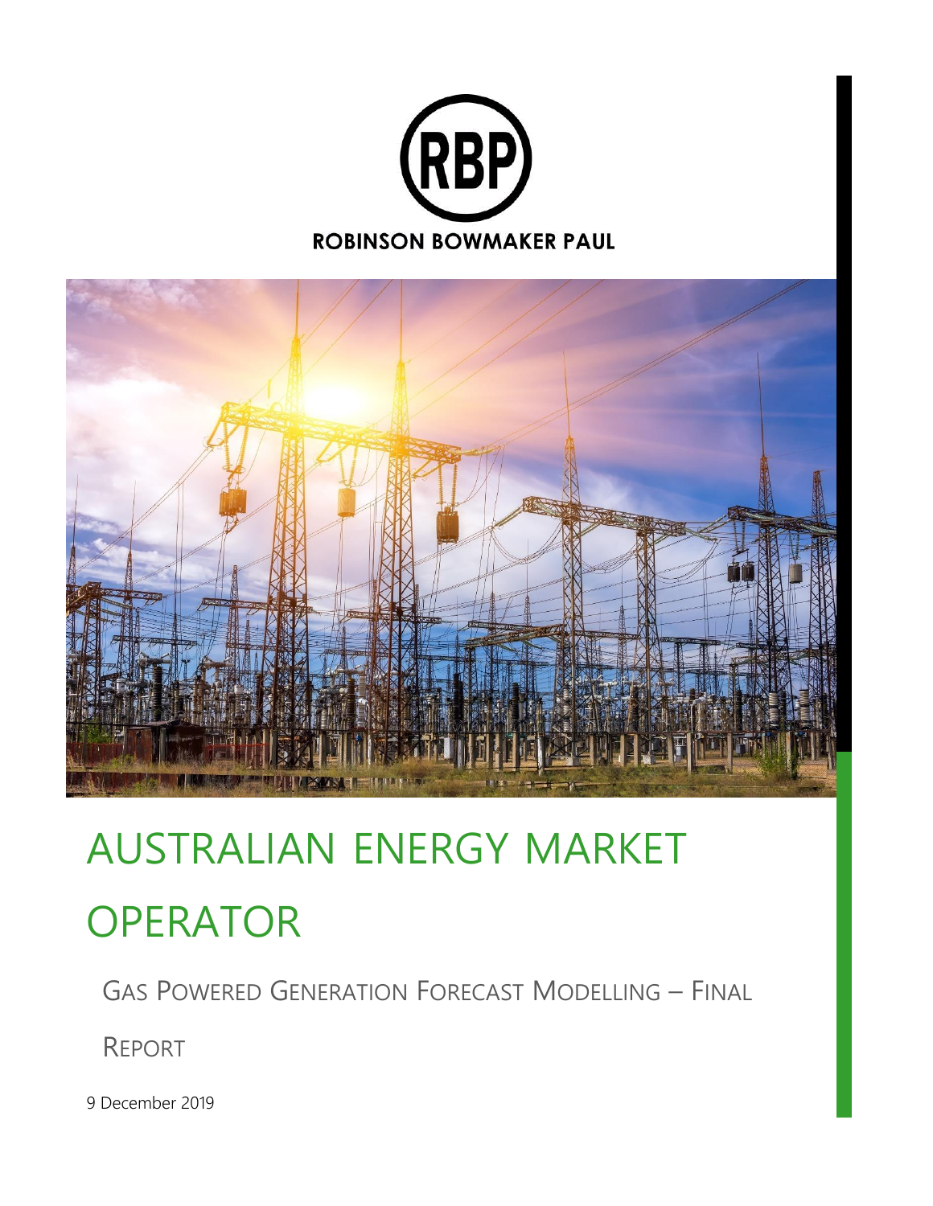ROBINSON BOWMAKER PAUL

# AUSTRALIAN ENERGY MARKET OPERATOR

## GAS POWERED GENERATION FORECAST MODELLING – FINAL REPORT

9 December 2019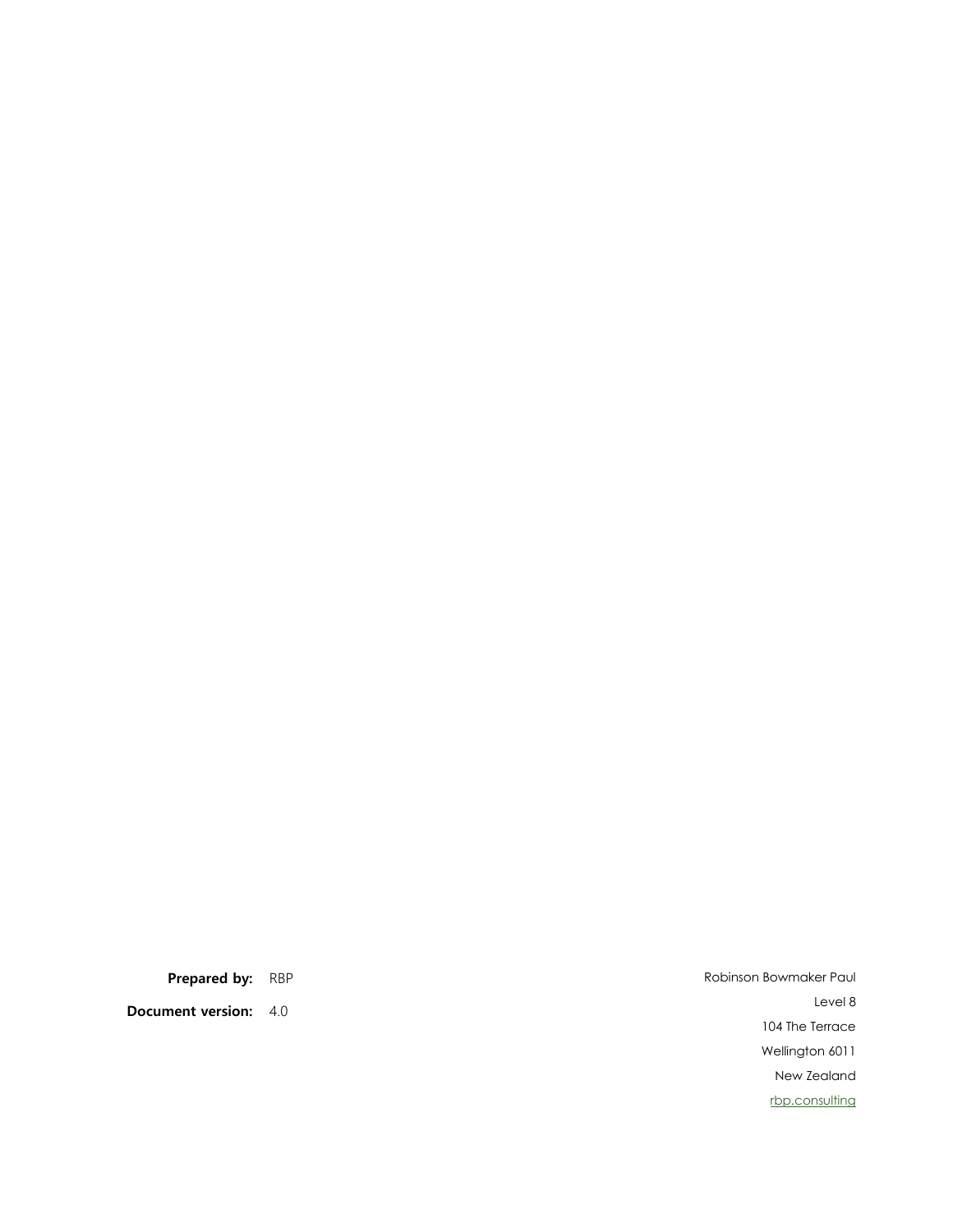**Prepared by:** RBP

**Document version:** 4.0

Robinson Bowmaker Paul

Level 8

104 The Terrace

Wellington 6011

New Zealand

rbp.consulting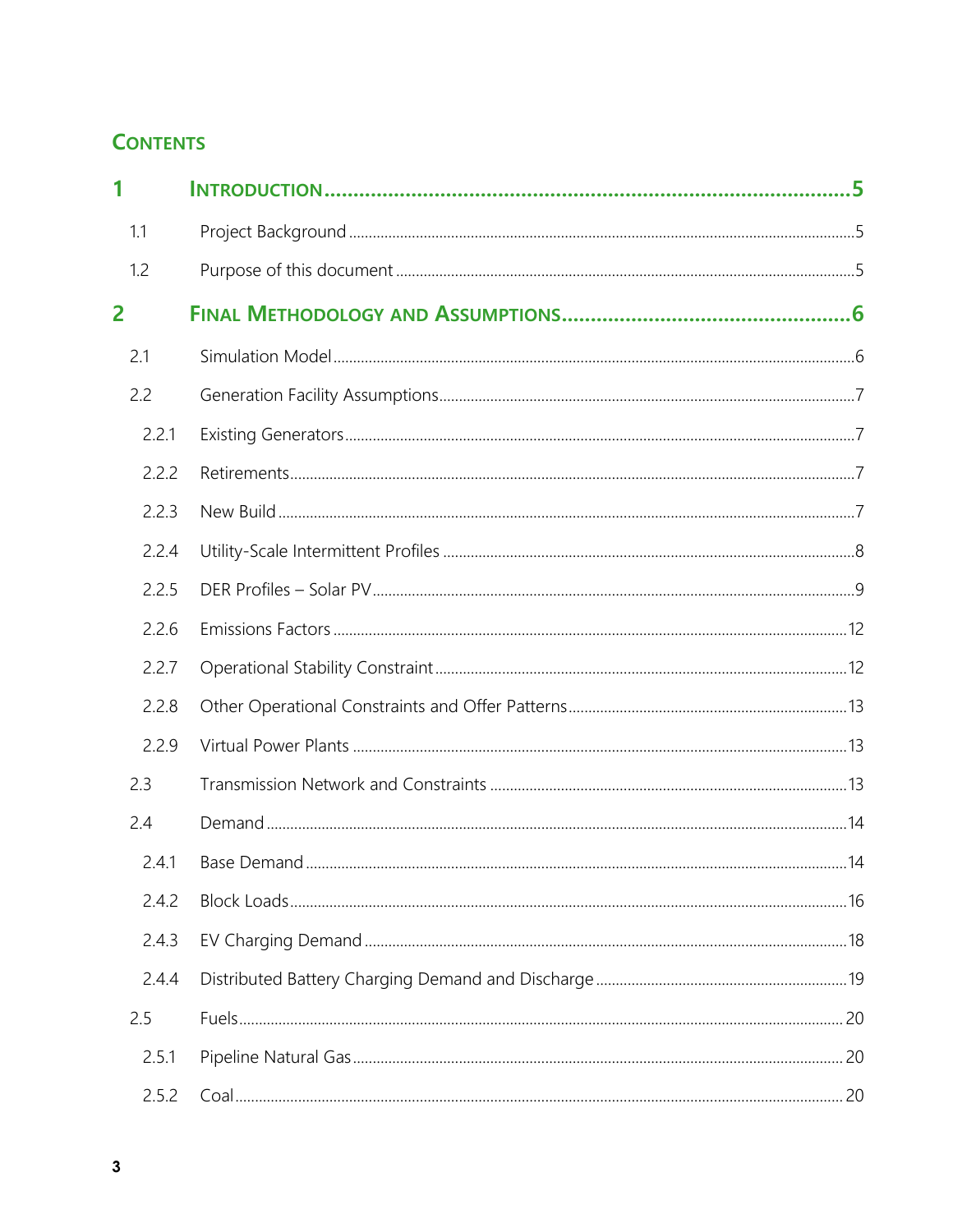## Contents

| | | |
|---|---|---|
| **1** | **Introduction** | **5** |
| 1.1 | Project Background | 5 |
| 1.2 | Purpose of this document | 5 |
| **2** | **Final Methodology and Assumptions** | **6** |
| 2.1 | Simulation Model | 6 |
| 2.2 | Generation Facility Assumptions | 7 |
| 2.2.1 | Existing Generators | 7 |
| 2.2.2 | Retirements | 7 |
| 2.2.3 | New Build | 7 |
| 2.2.4 | Utility-Scale Intermittent Profiles | 8 |
| 2.2.5 | DER Profiles – Solar PV | 9 |
| 2.2.6 | Emissions Factors | 12 |
| 2.2.7 | Operational Stability Constraint | 12 |
| 2.2.8 | Other Operational Constraints and Offer Patterns | 13 |
| 2.2.9 | Virtual Power Plants | 13 |
| 2.3 | Transmission Network and Constraints | 13 |
| 2.4 | Demand | 14 |
| 2.4.1 | Base Demand | 14 |
| 2.4.2 | Block Loads | 16 |
| 2.4.3 | EV Charging Demand | 18 |
| 2.4.4 | Distributed Battery Charging Demand and Discharge | 19 |
| 2.5 | Fuels | 20 |
| 2.5.1 | Pipeline Natural Gas | 20 |
| 2.5.2 | Coal | 20 |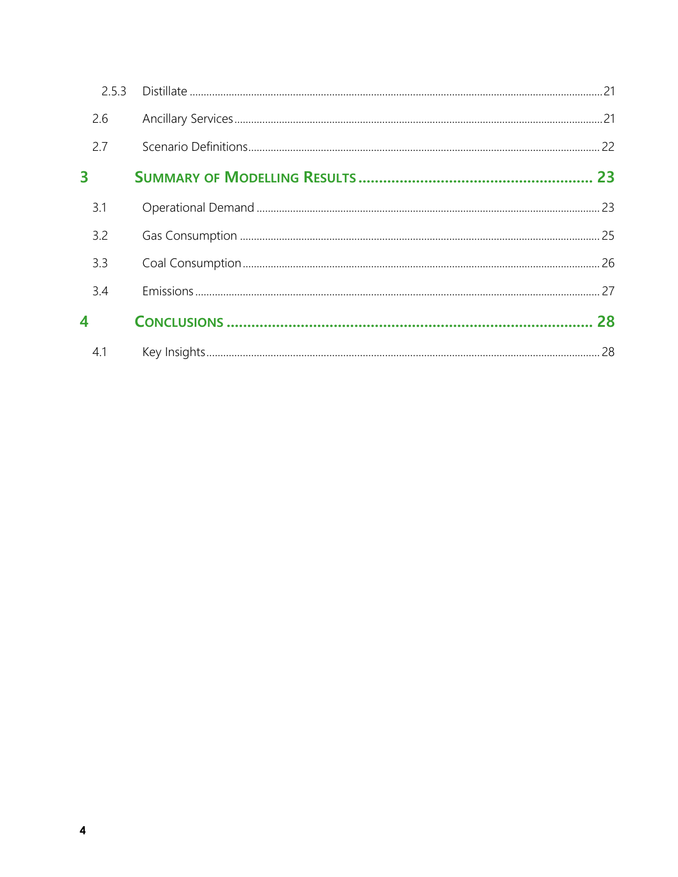| | | |
|---|---|---|
| 2.5.3 | Distillate | 21 |
| 2.6 | Ancillary Services | 21 |
| 2.7 | Scenario Definitions | 22 |
| **3** | **SUMMARY OF MODELLING RESULTS** | **23** |
| 3.1 | Operational Demand | 23 |
| 3.2 | Gas Consumption | 25 |
| 3.3 | Coal Consumption | 26 |
| 3.4 | Emissions | 27 |
| **4** | **CONCLUSIONS** | **28** |
| 4.1 | Key Insights | 28 |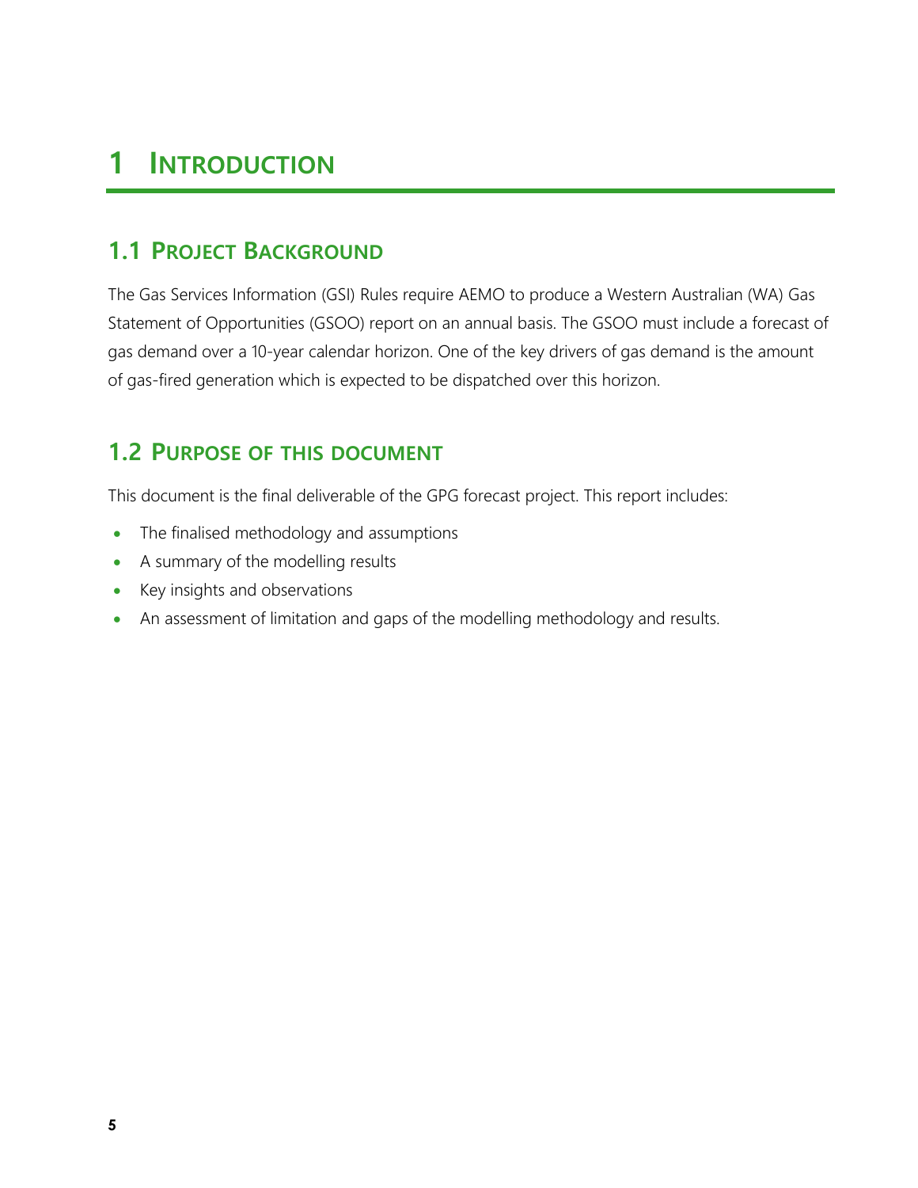# 1 Introduction

## 1.1 Project Background

The Gas Services Information (GSI) Rules require AEMO to produce a Western Australian (WA) Gas Statement of Opportunities (GSOO) report on an annual basis. The GSOO must include a forecast of gas demand over a 10-year calendar horizon. One of the key drivers of gas demand is the amount of gas-fired generation which is expected to be dispatched over this horizon.

## 1.2 Purpose of this document

This document is the final deliverable of the GPG forecast project. This report includes:

- The finalised methodology and assumptions
- A summary of the modelling results
- Key insights and observations
- An assessment of limitation and gaps of the modelling methodology and results.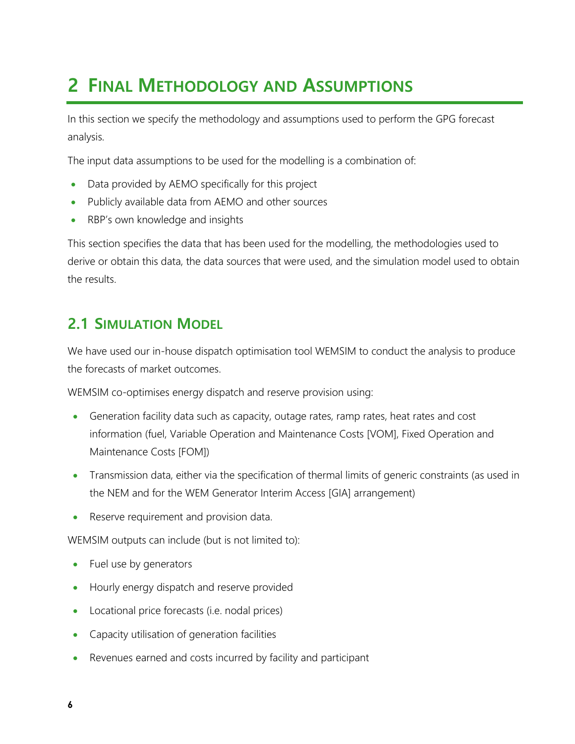# 2 FINAL METHODOLOGY AND ASSUMPTIONS

In this section we specify the methodology and assumptions used to perform the GPG forecast analysis.

The input data assumptions to be used for the modelling is a combination of:

- Data provided by AEMO specifically for this project
- Publicly available data from AEMO and other sources
- RBP's own knowledge and insights

This section specifies the data that has been used for the modelling, the methodologies used to derive or obtain this data, the data sources that were used, and the simulation model used to obtain the results.

## 2.1 SIMULATION MODEL

We have used our in-house dispatch optimisation tool WEMSIM to conduct the analysis to produce the forecasts of market outcomes.

WEMSIM co-optimises energy dispatch and reserve provision using:

- Generation facility data such as capacity, outage rates, ramp rates, heat rates and cost information (fuel, Variable Operation and Maintenance Costs [VOM], Fixed Operation and Maintenance Costs [FOM])
- Transmission data, either via the specification of thermal limits of generic constraints (as used in the NEM and for the WEM Generator Interim Access [GIA] arrangement)
- Reserve requirement and provision data.

WEMSIM outputs can include (but is not limited to):

- Fuel use by generators
- Hourly energy dispatch and reserve provided
- Locational price forecasts (i.e. nodal prices)
- Capacity utilisation of generation facilities
- Revenues earned and costs incurred by facility and participant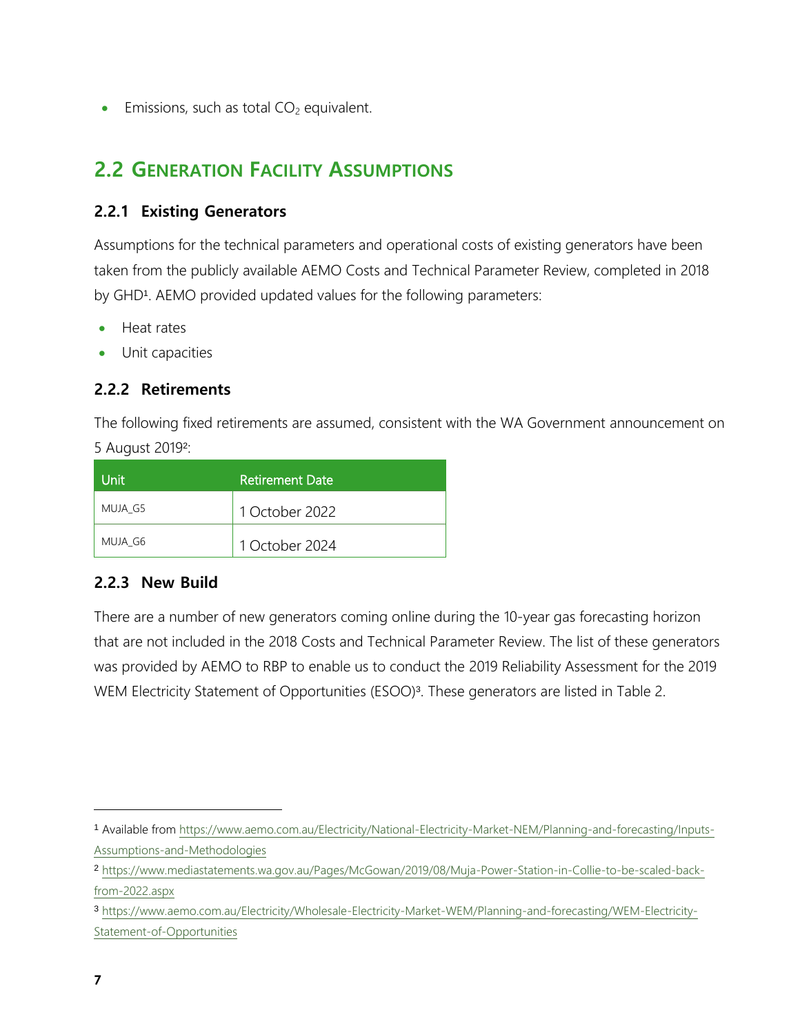- Emissions, such as total $CO_2$ equivalent.

## 2.2 Generation Facility Assumptions

### 2.2.1 Existing Generators

Assumptions for the technical parameters and operational costs of existing generators have been taken from the publicly available AEMO Costs and Technical Parameter Review, completed in 2018 by GHD[1]. AEMO provided updated values for the following parameters:

- Heat rates
- Unit capacities

### 2.2.2 Retirements

The following fixed retirements are assumed, consistent with the WA Government announcement on 5 August 2019[2]:

| Unit | Retirement Date |
|---|---|
| MUJA_G5 | 1 October 2022 |
| MUJA_G6 | 1 October 2024 |

### 2.2.3 New Build

There are a number of new generators coming online during the 10-year gas forecasting horizon that are not included in the 2018 Costs and Technical Parameter Review. The list of these generators was provided by AEMO to RBP to enable us to conduct the 2019 Reliability Assessment for the 2019 WEM Electricity Statement of Opportunities (ESOO)[3]. These generators are listed in Table 2.

---

[1] Available from https://www.aemo.com.au/Electricity/National-Electricity-Market-NEM/Planning-and-forecasting/Inputs-Assumptions-and-Methodologies

[2] https://www.mediastatements.wa.gov.au/Pages/McGowan/2019/08/Muja-Power-Station-in-Collie-to-be-scaled-back-from-2022.aspx

[3] https://www.aemo.com.au/Electricity/Wholesale-Electricity-Market-WEM/Planning-and-forecasting/WEM-Electricity-Statement-of-Opportunities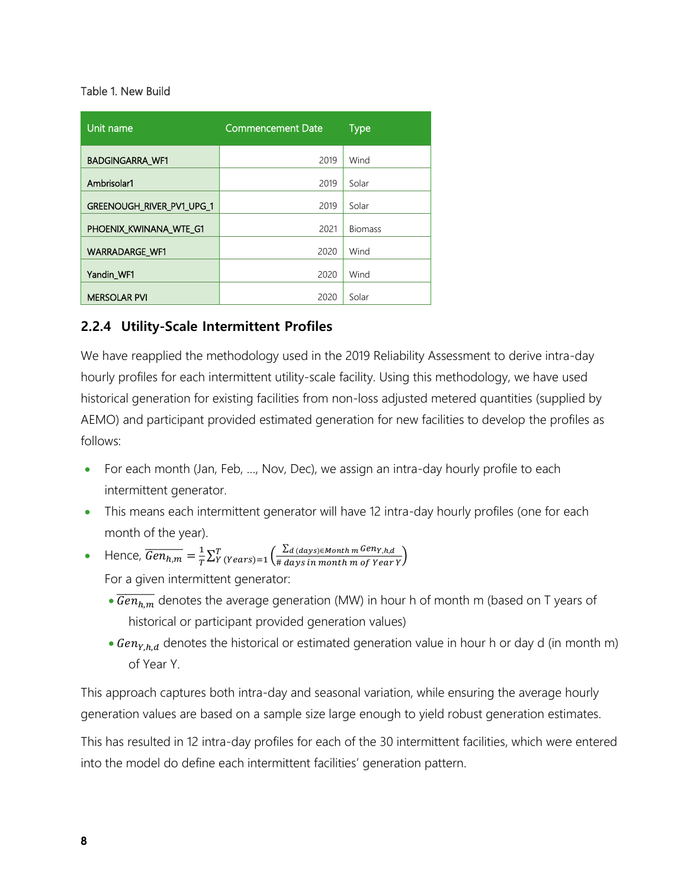Table 1. New Build

| Unit name | Commencement Date | Type |
| --- | --- | --- |
| BADGINGARRA_WF1 | 2019 | Wind |
| Ambrisolar1 | 2019 | Solar |
| GREENOUGH_RIVER_PV1_UPG_1 | 2019 | Solar |
| PHOENIX_KWINANA_WTE_G1 | 2021 | Biomass |
| WARRADARGE_WF1 | 2020 | Wind |
| Yandin_WF1 | 2020 | Wind |
| MERSOLAR PVI | 2020 | Solar |

### 2.2.4 Utility-Scale Intermittent Profiles

We have reapplied the methodology used in the 2019 Reliability Assessment to derive intra-day hourly profiles for each intermittent utility-scale facility. Using this methodology, we have used historical generation for existing facilities from non-loss adjusted metered quantities (supplied by AEMO) and participant provided estimated generation for new facilities to develop the profiles as follows:

- For each month (Jan, Feb, ..., Nov, Dec), we assign an intra-day hourly profile to each intermittent generator.
- This means each intermittent generator will have 12 intra-day hourly profiles (one for each month of the year).
- Hence, $\overline{Gen_{h,m}} = \frac{1}{T}\sum_{Y\,(Years)=1}^{T}\left(\frac{\sum_{d\,(days)\in Month\,m} Gen_{Y,h,d}}{\#\,days\,in\,month\,m\,of\,Year\,Y}\right)$

  For a given intermittent generator:

  - $\overline{Gen_{h,m}}$ denotes the average generation (MW) in hour h of month m (based on T years of historical or participant provided generation values)
  - $Gen_{Y,h,d}$ denotes the historical or estimated generation value in hour h or day d (in month m) of Year Y.

This approach captures both intra-day and seasonal variation, while ensuring the average hourly generation values are based on a sample size large enough to yield robust generation estimates.

This has resulted in 12 intra-day profiles for each of the 30 intermittent facilities, which were entered into the model do define each intermittent facilities' generation pattern.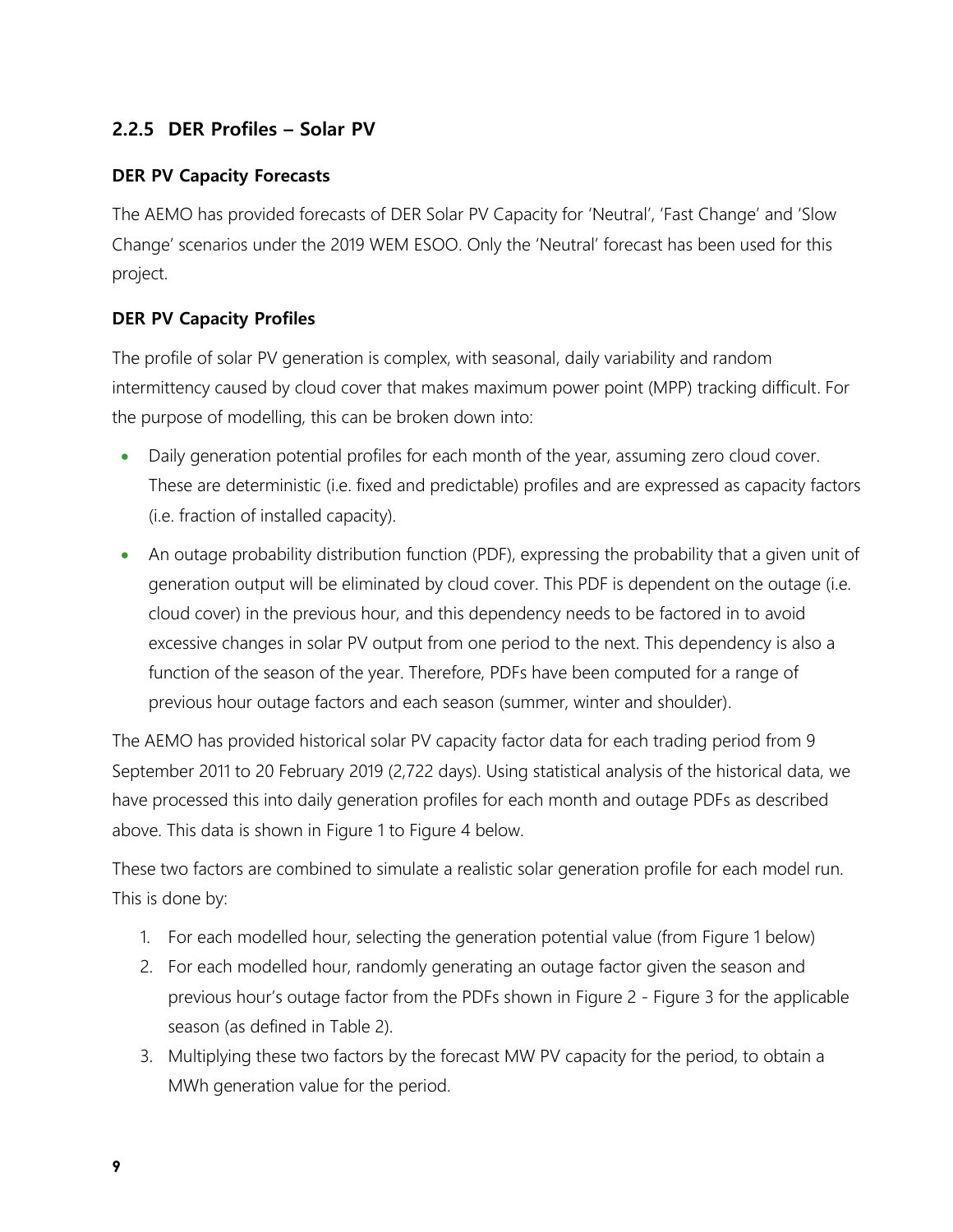### 2.2.5 DER Profiles – Solar PV

**DER PV Capacity Forecasts**

The AEMO has provided forecasts of DER Solar PV Capacity for 'Neutral', 'Fast Change' and 'Slow Change' scenarios under the 2019 WEM ESOO. Only the 'Neutral' forecast has been used for this project.

**DER PV Capacity Profiles**

The profile of solar PV generation is complex, with seasonal, daily variability and random intermittency caused by cloud cover that makes maximum power point (MPP) tracking difficult. For the purpose of modelling, this can be broken down into:

- Daily generation potential profiles for each month of the year, assuming zero cloud cover. These are deterministic (i.e. fixed and predictable) profiles and are expressed as capacity factors (i.e. fraction of installed capacity).
- An outage probability distribution function (PDF), expressing the probability that a given unit of generation output will be eliminated by cloud cover. This PDF is dependent on the outage (i.e. cloud cover) in the previous hour, and this dependency needs to be factored in to avoid excessive changes in solar PV output from one period to the next. This dependency is also a function of the season of the year. Therefore, PDFs have been computed for a range of previous hour outage factors and each season (summer, winter and shoulder).

The AEMO has provided historical solar PV capacity factor data for each trading period from 9 September 2011 to 20 February 2019 (2,722 days). Using statistical analysis of the historical data, we have processed this into daily generation profiles for each month and outage PDFs as described above. This data is shown in Figure 1 to Figure 4 below.

These two factors are combined to simulate a realistic solar generation profile for each model run. This is done by:

1. For each modelled hour, selecting the generation potential value (from Figure 1 below)
2. For each modelled hour, randomly generating an outage factor given the season and previous hour's outage factor from the PDFs shown in Figure 2 - Figure 3 for the applicable season (as defined in Table 2).
3. Multiplying these two factors by the forecast MW PV capacity for the period, to obtain a MWh generation value for the period.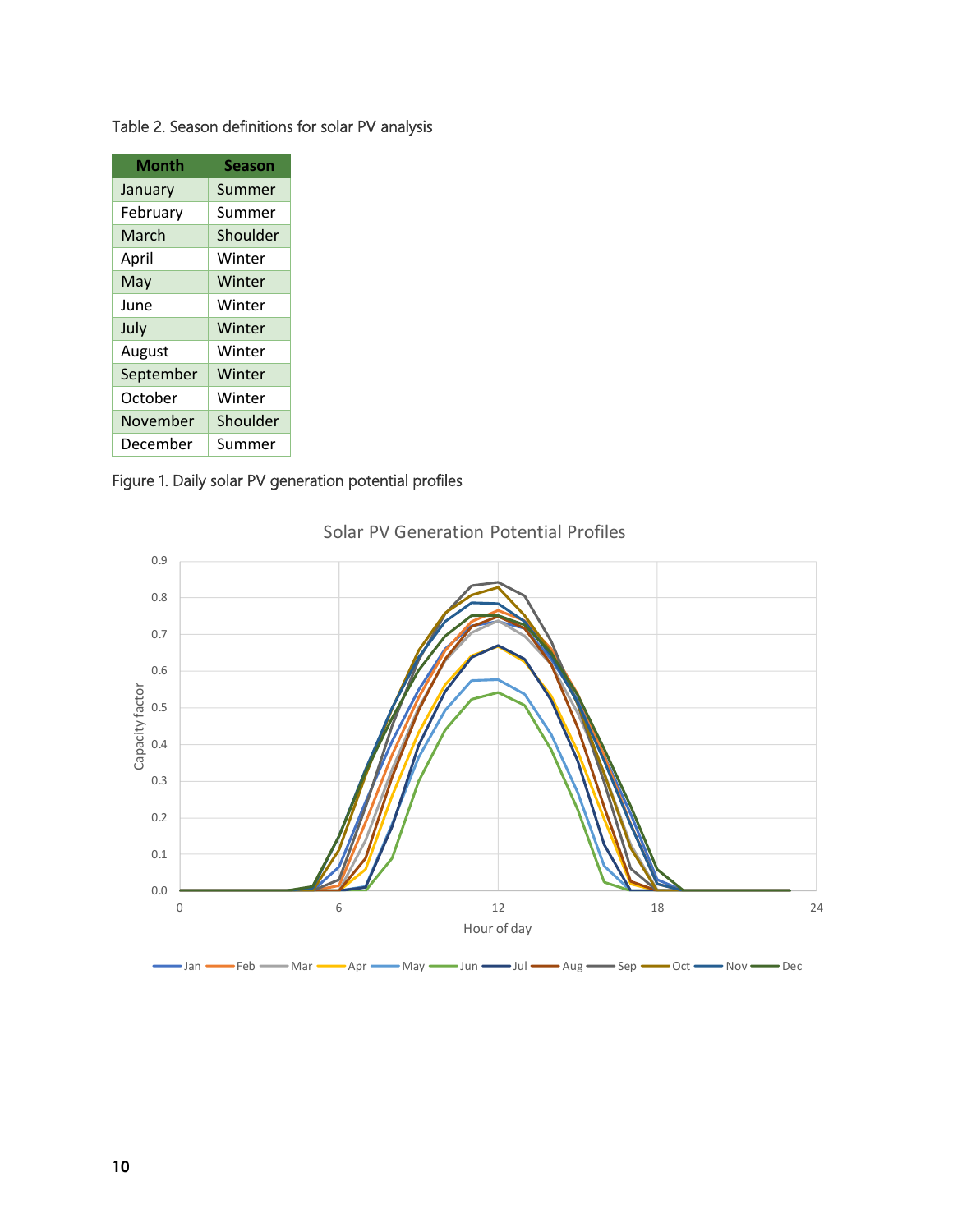Table 2. Season definitions for solar PV analysis

| Month | Season |
|---|---|
| January | Summer |
| February | Summer |
| March | Shoulder |
| April | Winter |
| May | Winter |
| June | Winter |
| July | Winter |
| August | Winter |
| September | Winter |
| October | Winter |
| November | Shoulder |
| December | Summer |

Figure 1. Daily solar PV generation potential profiles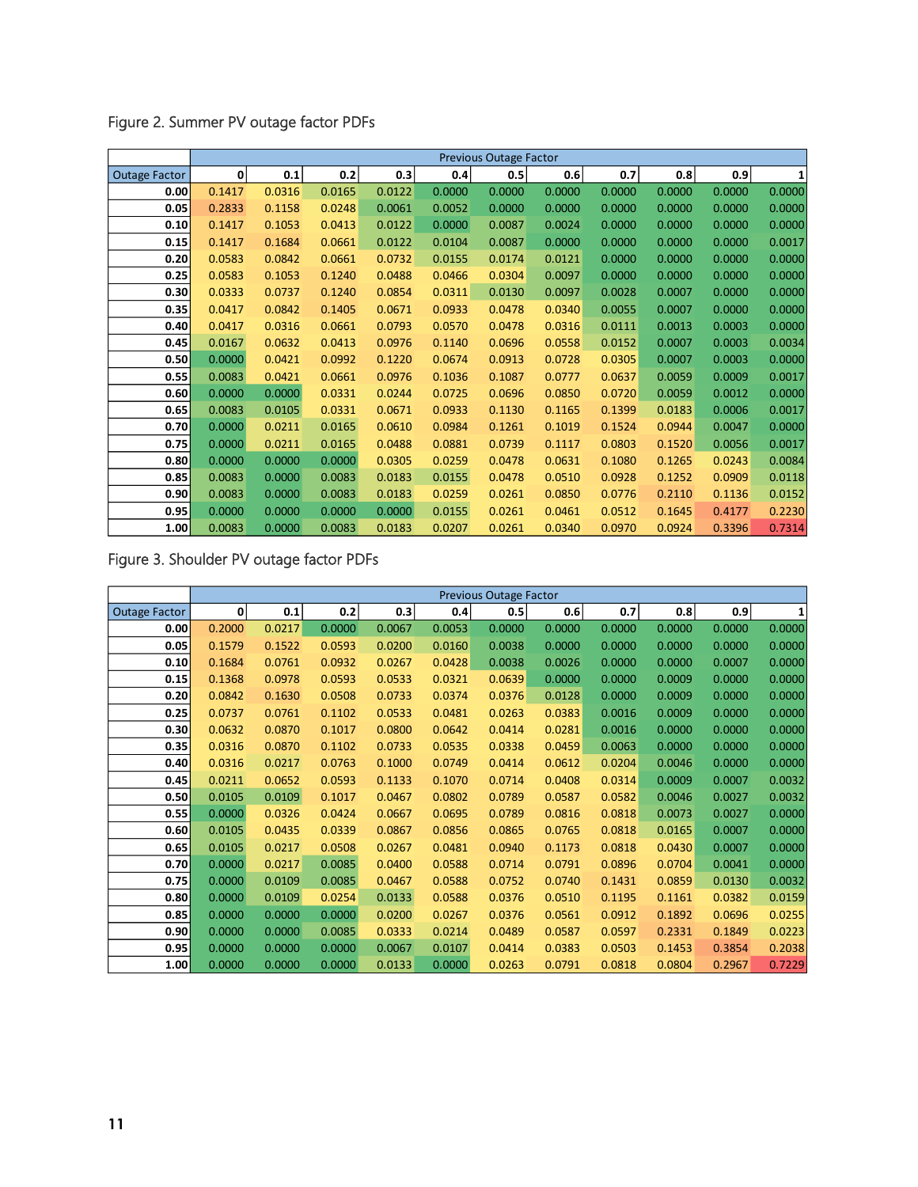Figure 2. Summer PV outage factor PDFs

| | Previous Outage Factor | | | | | | | | | | |
|---|---|---|---|---|---|---|---|---|---|---|---|
| Outage Factor | 0 | 0.1 | 0.2 | 0.3 | 0.4 | 0.5 | 0.6 | 0.7 | 0.8 | 0.9 | 1 |
| 0.00 | 0.1417 | 0.0316 | 0.0165 | 0.0122 | 0.0000 | 0.0000 | 0.0000 | 0.0000 | 0.0000 | 0.0000 | 0.0000 |
| 0.05 | 0.2833 | 0.1158 | 0.0248 | 0.0061 | 0.0052 | 0.0000 | 0.0000 | 0.0000 | 0.0000 | 0.0000 | 0.0000 |
| 0.10 | 0.1417 | 0.1053 | 0.0413 | 0.0122 | 0.0000 | 0.0087 | 0.0024 | 0.0000 | 0.0000 | 0.0000 | 0.0000 |
| 0.15 | 0.1417 | 0.1684 | 0.0661 | 0.0122 | 0.0104 | 0.0087 | 0.0000 | 0.0000 | 0.0000 | 0.0000 | 0.0017 |
| 0.20 | 0.0583 | 0.0842 | 0.0661 | 0.0732 | 0.0155 | 0.0174 | 0.0121 | 0.0000 | 0.0000 | 0.0000 | 0.0000 |
| 0.25 | 0.0583 | 0.1053 | 0.1240 | 0.0488 | 0.0466 | 0.0304 | 0.0097 | 0.0000 | 0.0000 | 0.0000 | 0.0000 |
| 0.30 | 0.0333 | 0.0737 | 0.1240 | 0.0854 | 0.0311 | 0.0130 | 0.0097 | 0.0028 | 0.0007 | 0.0000 | 0.0000 |
| 0.35 | 0.0417 | 0.0842 | 0.1405 | 0.0671 | 0.0933 | 0.0478 | 0.0340 | 0.0055 | 0.0007 | 0.0000 | 0.0000 |
| 0.40 | 0.0417 | 0.0316 | 0.0661 | 0.0793 | 0.0570 | 0.0478 | 0.0316 | 0.0111 | 0.0013 | 0.0003 | 0.0000 |
| 0.45 | 0.0167 | 0.0632 | 0.0413 | 0.0976 | 0.1140 | 0.0696 | 0.0558 | 0.0152 | 0.0007 | 0.0003 | 0.0034 |
| 0.50 | 0.0000 | 0.0421 | 0.0992 | 0.1220 | 0.0674 | 0.0913 | 0.0728 | 0.0305 | 0.0007 | 0.0003 | 0.0000 |
| 0.55 | 0.0083 | 0.0421 | 0.0661 | 0.0976 | 0.1036 | 0.1087 | 0.0777 | 0.0637 | 0.0059 | 0.0009 | 0.0017 |
| 0.60 | 0.0000 | 0.0000 | 0.0331 | 0.0244 | 0.0725 | 0.0696 | 0.0850 | 0.0720 | 0.0059 | 0.0012 | 0.0000 |
| 0.65 | 0.0083 | 0.0105 | 0.0331 | 0.0671 | 0.0933 | 0.1130 | 0.1165 | 0.1399 | 0.0183 | 0.0006 | 0.0017 |
| 0.70 | 0.0000 | 0.0211 | 0.0165 | 0.0610 | 0.0984 | 0.1261 | 0.1019 | 0.1524 | 0.0944 | 0.0047 | 0.0000 |
| 0.75 | 0.0000 | 0.0211 | 0.0165 | 0.0488 | 0.0881 | 0.0739 | 0.1117 | 0.0803 | 0.1520 | 0.0056 | 0.0017 |
| 0.80 | 0.0000 | 0.0000 | 0.0000 | 0.0305 | 0.0259 | 0.0478 | 0.0631 | 0.1080 | 0.1265 | 0.0243 | 0.0084 |
| 0.85 | 0.0083 | 0.0000 | 0.0083 | 0.0183 | 0.0155 | 0.0478 | 0.0510 | 0.0928 | 0.1252 | 0.0909 | 0.0118 |
| 0.90 | 0.0083 | 0.0000 | 0.0083 | 0.0183 | 0.0259 | 0.0261 | 0.0850 | 0.0776 | 0.2110 | 0.1136 | 0.0152 |
| 0.95 | 0.0000 | 0.0000 | 0.0000 | 0.0000 | 0.0155 | 0.0261 | 0.0461 | 0.0512 | 0.1645 | 0.4177 | 0.2230 |
| 1.00 | 0.0083 | 0.0000 | 0.0083 | 0.0183 | 0.0207 | 0.0261 | 0.0340 | 0.0970 | 0.0924 | 0.3396 | 0.7314 |

Figure 3. Shoulder PV outage factor PDFs

| | Previous Outage Factor | | | | | | | | | | |
|---|---|---|---|---|---|---|---|---|---|---|---|
| Outage Factor | 0 | 0.1 | 0.2 | 0.3 | 0.4 | 0.5 | 0.6 | 0.7 | 0.8 | 0.9 | 1 |
| 0.00 | 0.2000 | 0.0217 | 0.0000 | 0.0067 | 0.0053 | 0.0000 | 0.0000 | 0.0000 | 0.0000 | 0.0000 | 0.0000 |
| 0.05 | 0.1579 | 0.1522 | 0.0593 | 0.0200 | 0.0160 | 0.0038 | 0.0000 | 0.0000 | 0.0000 | 0.0000 | 0.0000 |
| 0.10 | 0.1684 | 0.0761 | 0.0932 | 0.0267 | 0.0428 | 0.0038 | 0.0026 | 0.0000 | 0.0000 | 0.0007 | 0.0000 |
| 0.15 | 0.1368 | 0.0978 | 0.0593 | 0.0533 | 0.0321 | 0.0639 | 0.0000 | 0.0000 | 0.0009 | 0.0000 | 0.0000 |
| 0.20 | 0.0842 | 0.1630 | 0.0508 | 0.0733 | 0.0374 | 0.0376 | 0.0128 | 0.0000 | 0.0009 | 0.0000 | 0.0000 |
| 0.25 | 0.0737 | 0.0761 | 0.1102 | 0.0533 | 0.0481 | 0.0263 | 0.0383 | 0.0016 | 0.0009 | 0.0000 | 0.0000 |
| 0.30 | 0.0632 | 0.0870 | 0.1017 | 0.0800 | 0.0642 | 0.0414 | 0.0281 | 0.0016 | 0.0000 | 0.0000 | 0.0000 |
| 0.35 | 0.0316 | 0.0870 | 0.1102 | 0.0733 | 0.0535 | 0.0338 | 0.0459 | 0.0063 | 0.0000 | 0.0000 | 0.0000 |
| 0.40 | 0.0316 | 0.0217 | 0.0763 | 0.1000 | 0.0749 | 0.0414 | 0.0612 | 0.0204 | 0.0046 | 0.0000 | 0.0000 |
| 0.45 | 0.0211 | 0.0652 | 0.0593 | 0.1133 | 0.1070 | 0.0714 | 0.0408 | 0.0314 | 0.0009 | 0.0007 | 0.0032 |
| 0.50 | 0.0105 | 0.0109 | 0.1017 | 0.0467 | 0.0802 | 0.0789 | 0.0587 | 0.0582 | 0.0046 | 0.0027 | 0.0032 |
| 0.55 | 0.0000 | 0.0326 | 0.0424 | 0.0667 | 0.0695 | 0.0789 | 0.0816 | 0.0818 | 0.0073 | 0.0027 | 0.0000 |
| 0.60 | 0.0105 | 0.0435 | 0.0339 | 0.0867 | 0.0856 | 0.0865 | 0.0765 | 0.0818 | 0.0165 | 0.0007 | 0.0000 |
| 0.65 | 0.0105 | 0.0217 | 0.0508 | 0.0267 | 0.0481 | 0.0940 | 0.1173 | 0.0818 | 0.0430 | 0.0007 | 0.0000 |
| 0.70 | 0.0000 | 0.0217 | 0.0085 | 0.0400 | 0.0588 | 0.0714 | 0.0791 | 0.0896 | 0.0704 | 0.0041 | 0.0000 |
| 0.75 | 0.0000 | 0.0109 | 0.0085 | 0.0467 | 0.0588 | 0.0752 | 0.0740 | 0.1431 | 0.0859 | 0.0130 | 0.0032 |
| 0.80 | 0.0000 | 0.0109 | 0.0254 | 0.0133 | 0.0588 | 0.0376 | 0.0510 | 0.1195 | 0.1161 | 0.0382 | 0.0159 |
| 0.85 | 0.0000 | 0.0000 | 0.0000 | 0.0200 | 0.0267 | 0.0376 | 0.0561 | 0.0912 | 0.1892 | 0.0696 | 0.0255 |
| 0.90 | 0.0000 | 0.0000 | 0.0085 | 0.0333 | 0.0214 | 0.0489 | 0.0587 | 0.0597 | 0.2331 | 0.1849 | 0.0223 |
| 0.95 | 0.0000 | 0.0000 | 0.0000 | 0.0067 | 0.0107 | 0.0414 | 0.0383 | 0.0503 | 0.1453 | 0.3854 | 0.2038 |
| 1.00 | 0.0000 | 0.0000 | 0.0000 | 0.0133 | 0.0000 | 0.0263 | 0.0791 | 0.0818 | 0.0804 | 0.2967 | 0.7229 |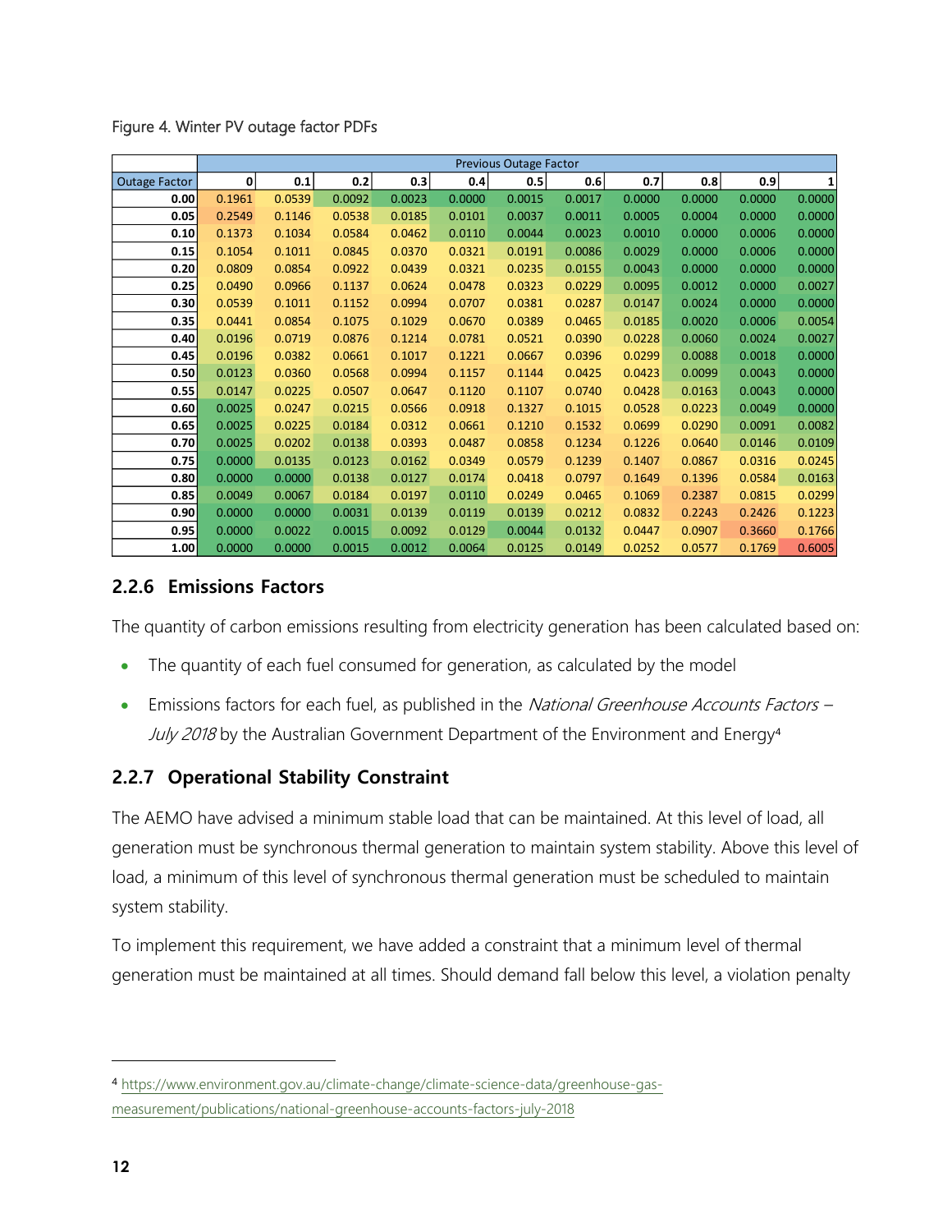Figure 4. Winter PV outage factor PDFs

| | Previous Outage Factor | | | | | | | | | | |
|---|---|---|---|---|---|---|---|---|---|---|---|
| Outage Factor | 0 | 0.1 | 0.2 | 0.3 | 0.4 | 0.5 | 0.6 | 0.7 | 0.8 | 0.9 | 1 |
| 0.00 | 0.1961 | 0.0539 | 0.0092 | 0.0023 | 0.0000 | 0.0015 | 0.0017 | 0.0000 | 0.0000 | 0.0000 | 0.0000 |
| 0.05 | 0.2549 | 0.1146 | 0.0538 | 0.0185 | 0.0101 | 0.0037 | 0.0011 | 0.0005 | 0.0004 | 0.0000 | 0.0000 |
| 0.10 | 0.1373 | 0.1034 | 0.0584 | 0.0462 | 0.0110 | 0.0044 | 0.0023 | 0.0010 | 0.0000 | 0.0006 | 0.0000 |
| 0.15 | 0.1054 | 0.1011 | 0.0845 | 0.0370 | 0.0321 | 0.0191 | 0.0086 | 0.0029 | 0.0000 | 0.0006 | 0.0000 |
| 0.20 | 0.0809 | 0.0854 | 0.0922 | 0.0439 | 0.0321 | 0.0235 | 0.0155 | 0.0043 | 0.0000 | 0.0000 | 0.0000 |
| 0.25 | 0.0490 | 0.0966 | 0.1137 | 0.0624 | 0.0478 | 0.0323 | 0.0229 | 0.0095 | 0.0012 | 0.0000 | 0.0027 |
| 0.30 | 0.0539 | 0.1011 | 0.1152 | 0.0994 | 0.0707 | 0.0381 | 0.0287 | 0.0147 | 0.0024 | 0.0000 | 0.0000 |
| 0.35 | 0.0441 | 0.0854 | 0.1075 | 0.1029 | 0.0670 | 0.0389 | 0.0465 | 0.0185 | 0.0020 | 0.0006 | 0.0054 |
| 0.40 | 0.0196 | 0.0719 | 0.0876 | 0.1214 | 0.0781 | 0.0521 | 0.0390 | 0.0228 | 0.0060 | 0.0024 | 0.0027 |
| 0.45 | 0.0196 | 0.0382 | 0.0661 | 0.1017 | 0.1221 | 0.0667 | 0.0396 | 0.0299 | 0.0088 | 0.0018 | 0.0000 |
| 0.50 | 0.0123 | 0.0360 | 0.0568 | 0.0994 | 0.1157 | 0.1144 | 0.0425 | 0.0423 | 0.0099 | 0.0043 | 0.0000 |
| 0.55 | 0.0147 | 0.0225 | 0.0507 | 0.0647 | 0.1120 | 0.1107 | 0.0740 | 0.0428 | 0.0163 | 0.0043 | 0.0000 |
| 0.60 | 0.0025 | 0.0247 | 0.0215 | 0.0566 | 0.0918 | 0.1327 | 0.1015 | 0.0528 | 0.0223 | 0.0049 | 0.0000 |
| 0.65 | 0.0025 | 0.0225 | 0.0184 | 0.0312 | 0.0661 | 0.1210 | 0.1532 | 0.0699 | 0.0290 | 0.0091 | 0.0082 |
| 0.70 | 0.0025 | 0.0202 | 0.0138 | 0.0393 | 0.0487 | 0.0858 | 0.1234 | 0.1226 | 0.0640 | 0.0146 | 0.0109 |
| 0.75 | 0.0000 | 0.0135 | 0.0123 | 0.0162 | 0.0349 | 0.0579 | 0.1239 | 0.1407 | 0.0867 | 0.0316 | 0.0245 |
| 0.80 | 0.0000 | 0.0000 | 0.0138 | 0.0127 | 0.0174 | 0.0418 | 0.0797 | 0.1649 | 0.1396 | 0.0584 | 0.0163 |
| 0.85 | 0.0049 | 0.0067 | 0.0184 | 0.0197 | 0.0110 | 0.0249 | 0.0465 | 0.1069 | 0.2387 | 0.0815 | 0.0299 |
| 0.90 | 0.0000 | 0.0000 | 0.0031 | 0.0139 | 0.0119 | 0.0139 | 0.0212 | 0.0832 | 0.2243 | 0.2426 | 0.1223 |
| 0.95 | 0.0000 | 0.0022 | 0.0015 | 0.0092 | 0.0129 | 0.0044 | 0.0132 | 0.0447 | 0.0907 | 0.3660 | 0.1766 |
| 1.00 | 0.0000 | 0.0000 | 0.0015 | 0.0012 | 0.0064 | 0.0125 | 0.0149 | 0.0252 | 0.0577 | 0.1769 | 0.6005 |

### 2.2.6 Emissions Factors

The quantity of carbon emissions resulting from electricity generation has been calculated based on:

- The quantity of each fuel consumed for generation, as calculated by the model
- Emissions factors for each fuel, as published in the *National Greenhouse Accounts Factors – July 2018* by the Australian Government Department of the Environment and Energy[4]

### 2.2.7 Operational Stability Constraint

The AEMO have advised a minimum stable load that can be maintained. At this level of load, all generation must be synchronous thermal generation to maintain system stability. Above this level of load, a minimum of this level of synchronous thermal generation must be scheduled to maintain system stability.

To implement this requirement, we have added a constraint that a minimum level of thermal generation must be maintained at all times. Should demand fall below this level, a violation penalty

[4] https://www.environment.gov.au/climate-change/climate-science-data/greenhouse-gas-measurement/publications/national-greenhouse-accounts-factors-july-2018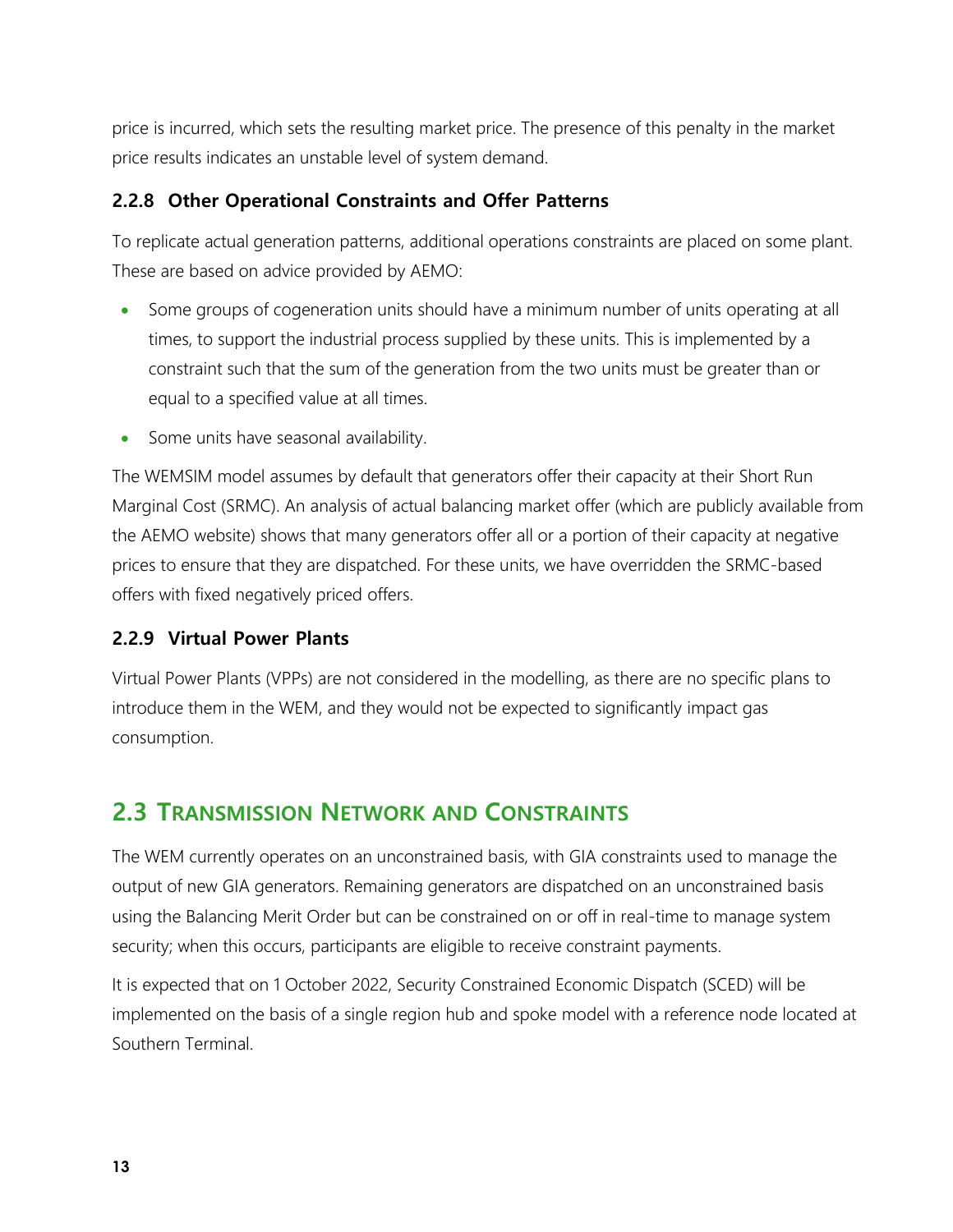price is incurred, which sets the resulting market price. The presence of this penalty in the market price results indicates an unstable level of system demand.

### 2.2.8 Other Operational Constraints and Offer Patterns

To replicate actual generation patterns, additional operations constraints are placed on some plant. These are based on advice provided by AEMO:

- Some groups of cogeneration units should have a minimum number of units operating at all times, to support the industrial process supplied by these units. This is implemented by a constraint such that the sum of the generation from the two units must be greater than or equal to a specified value at all times.
- Some units have seasonal availability.

The WEMSIM model assumes by default that generators offer their capacity at their Short Run Marginal Cost (SRMC). An analysis of actual balancing market offer (which are publicly available from the AEMO website) shows that many generators offer all or a portion of their capacity at negative prices to ensure that they are dispatched. For these units, we have overridden the SRMC-based offers with fixed negatively priced offers.

### 2.2.9 Virtual Power Plants

Virtual Power Plants (VPPs) are not considered in the modelling, as there are no specific plans to introduce them in the WEM, and they would not be expected to significantly impact gas consumption.

## 2.3 Transmission Network and Constraints

The WEM currently operates on an unconstrained basis, with GIA constraints used to manage the output of new GIA generators. Remaining generators are dispatched on an unconstrained basis using the Balancing Merit Order but can be constrained on or off in real-time to manage system security; when this occurs, participants are eligible to receive constraint payments.

It is expected that on 1 October 2022, Security Constrained Economic Dispatch (SCED) will be implemented on the basis of a single region hub and spoke model with a reference node located at Southern Terminal.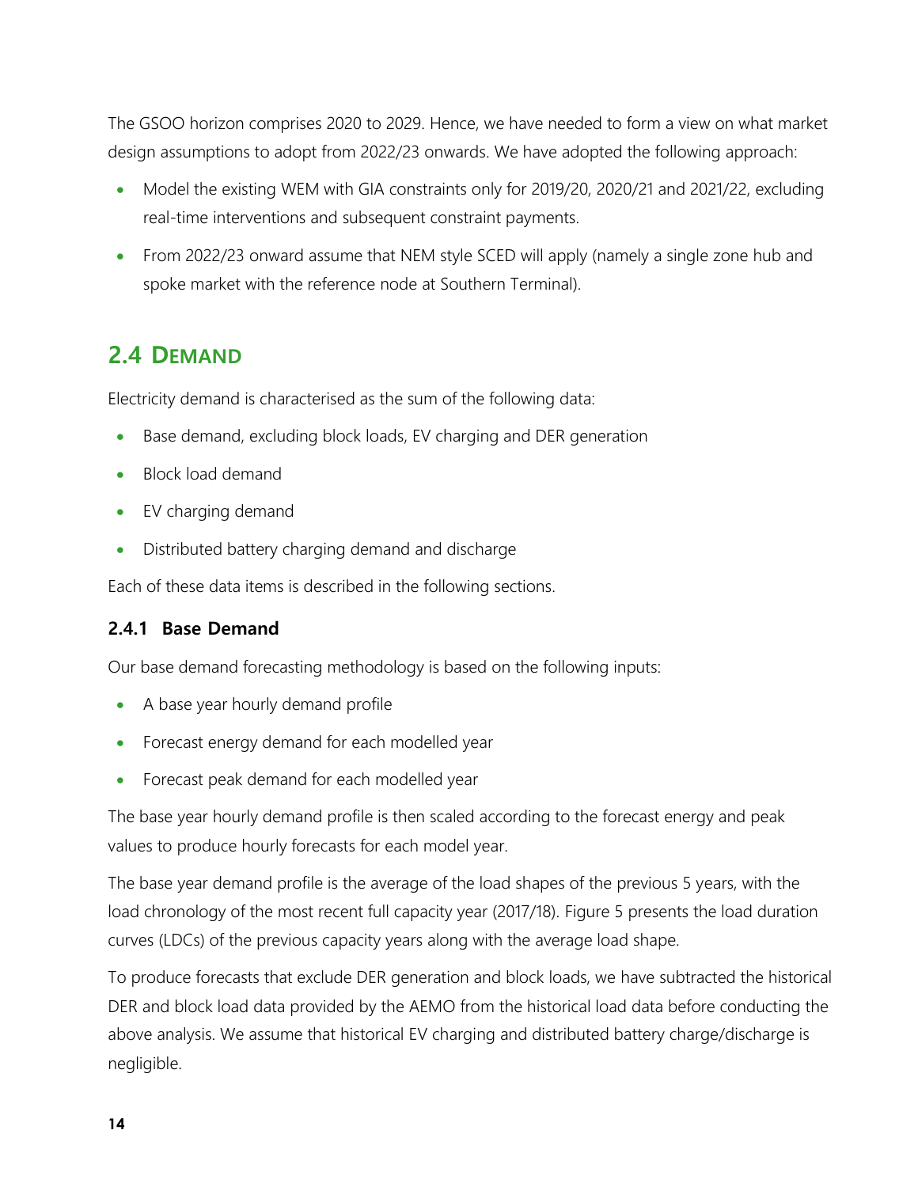The GSOO horizon comprises 2020 to 2029. Hence, we have needed to form a view on what market design assumptions to adopt from 2022/23 onwards. We have adopted the following approach:

- Model the existing WEM with GIA constraints only for 2019/20, 2020/21 and 2021/22, excluding real-time interventions and subsequent constraint payments.
- From 2022/23 onward assume that NEM style SCED will apply (namely a single zone hub and spoke market with the reference node at Southern Terminal).

## 2.4 Demand

Electricity demand is characterised as the sum of the following data:

- Base demand, excluding block loads, EV charging and DER generation
- Block load demand
- EV charging demand
- Distributed battery charging demand and discharge

Each of these data items is described in the following sections.

### 2.4.1 Base Demand

Our base demand forecasting methodology is based on the following inputs:

- A base year hourly demand profile
- Forecast energy demand for each modelled year
- Forecast peak demand for each modelled year

The base year hourly demand profile is then scaled according to the forecast energy and peak values to produce hourly forecasts for each model year.

The base year demand profile is the average of the load shapes of the previous 5 years, with the load chronology of the most recent full capacity year (2017/18). Figure 5 presents the load duration curves (LDCs) of the previous capacity years along with the average load shape.

To produce forecasts that exclude DER generation and block loads, we have subtracted the historical DER and block load data provided by the AEMO from the historical load data before conducting the above analysis. We assume that historical EV charging and distributed battery charge/discharge is negligible.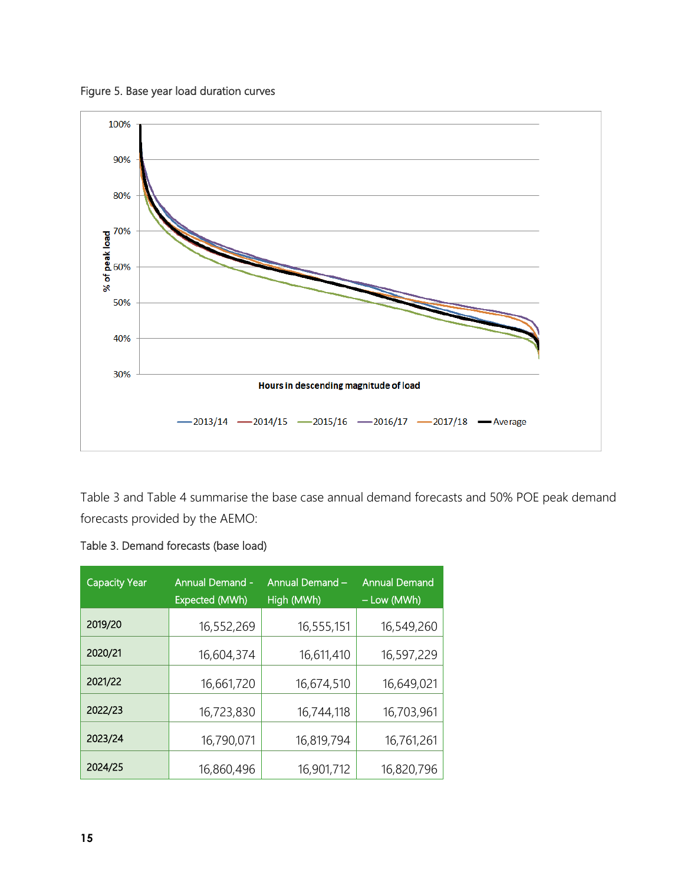Figure 5. Base year load duration curves

Table 3 and Table 4 summarise the base case annual demand forecasts and 50% POE peak demand forecasts provided by the AEMO:

Table 3. Demand forecasts (base load)

| Capacity Year | Annual Demand - Expected (MWh) | Annual Demand – High (MWh) | Annual Demand – Low (MWh) |
| --- | --- | --- | --- |
| 2019/20 | 16,552,269 | 16,555,151 | 16,549,260 |
| 2020/21 | 16,604,374 | 16,611,410 | 16,597,229 |
| 2021/22 | 16,661,720 | 16,674,510 | 16,649,021 |
| 2022/23 | 16,723,830 | 16,744,118 | 16,703,961 |
| 2023/24 | 16,790,071 | 16,819,794 | 16,761,261 |
| 2024/25 | 16,860,496 | 16,901,712 | 16,820,796 |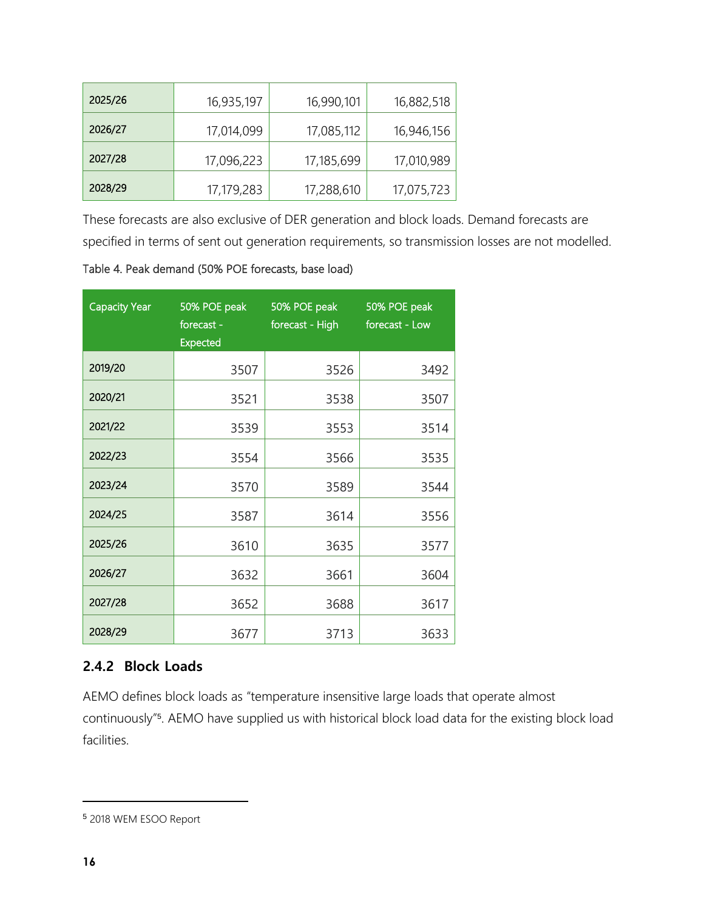| | | | |
|---|---|---|---|
| 2025/26 | 16,935,197 | 16,990,101 | 16,882,518 |
| 2026/27 | 17,014,099 | 17,085,112 | 16,946,156 |
| 2027/28 | 17,096,223 | 17,185,699 | 17,010,989 |
| 2028/29 | 17,179,283 | 17,288,610 | 17,075,723 |

These forecasts are also exclusive of DER generation and block loads. Demand forecasts are specified in terms of sent out generation requirements, so transmission losses are not modelled.

Table 4. Peak demand (50% POE forecasts, base load)

| Capacity Year | 50% POE peak forecast - Expected | 50% POE peak forecast - High | 50% POE peak forecast - Low |
|---|---|---|---|
| 2019/20 | 3507 | 3526 | 3492 |
| 2020/21 | 3521 | 3538 | 3507 |
| 2021/22 | 3539 | 3553 | 3514 |
| 2022/23 | 3554 | 3566 | 3535 |
| 2023/24 | 3570 | 3589 | 3544 |
| 2024/25 | 3587 | 3614 | 3556 |
| 2025/26 | 3610 | 3635 | 3577 |
| 2026/27 | 3632 | 3661 | 3604 |
| 2027/28 | 3652 | 3688 | 3617 |
| 2028/29 | 3677 | 3713 | 3633 |

### 2.4.2 Block Loads

AEMO defines block loads as "temperature insensitive large loads that operate almost continuously"[5]. AEMO have supplied us with historical block load data for the existing block load facilities.

[5] 2018 WEM ESOO Report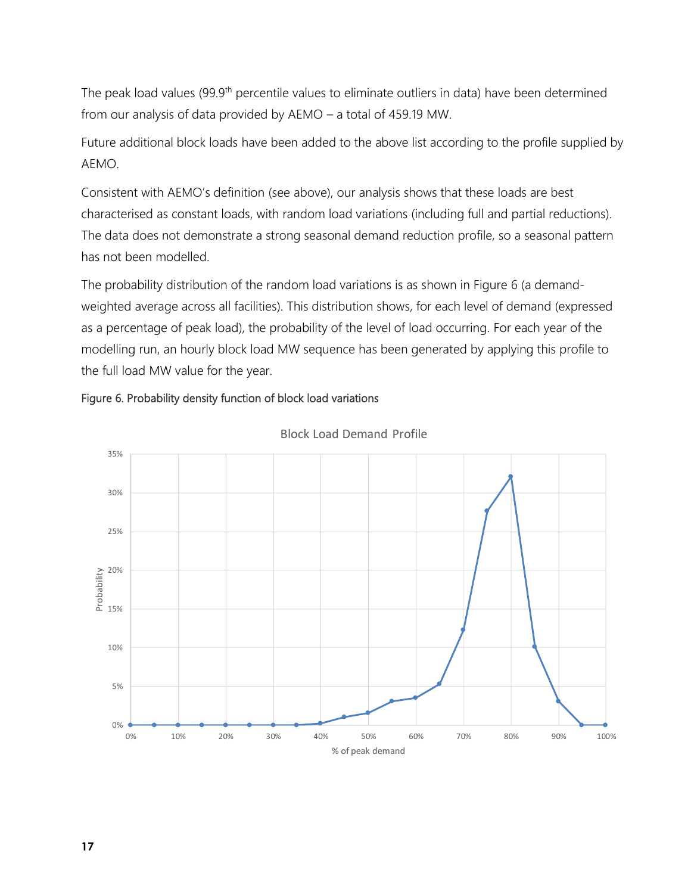The peak load values (99.9th percentile values to eliminate outliers in data) have been determined from our analysis of data provided by AEMO – a total of 459.19 MW.

Future additional block loads have been added to the above list according to the profile supplied by AEMO.

Consistent with AEMO's definition (see above), our analysis shows that these loads are best characterised as constant loads, with random load variations (including full and partial reductions). The data does not demonstrate a strong seasonal demand reduction profile, so a seasonal pattern has not been modelled.

The probability distribution of the random load variations is as shown in Figure 6 (a demand-weighted average across all facilities). This distribution shows, for each level of demand (expressed as a percentage of peak load), the probability of the level of load occurring. For each year of the modelling run, an hourly block load MW sequence has been generated by applying this profile to the full load MW value for the year.

Figure 6. Probability density function of block load variations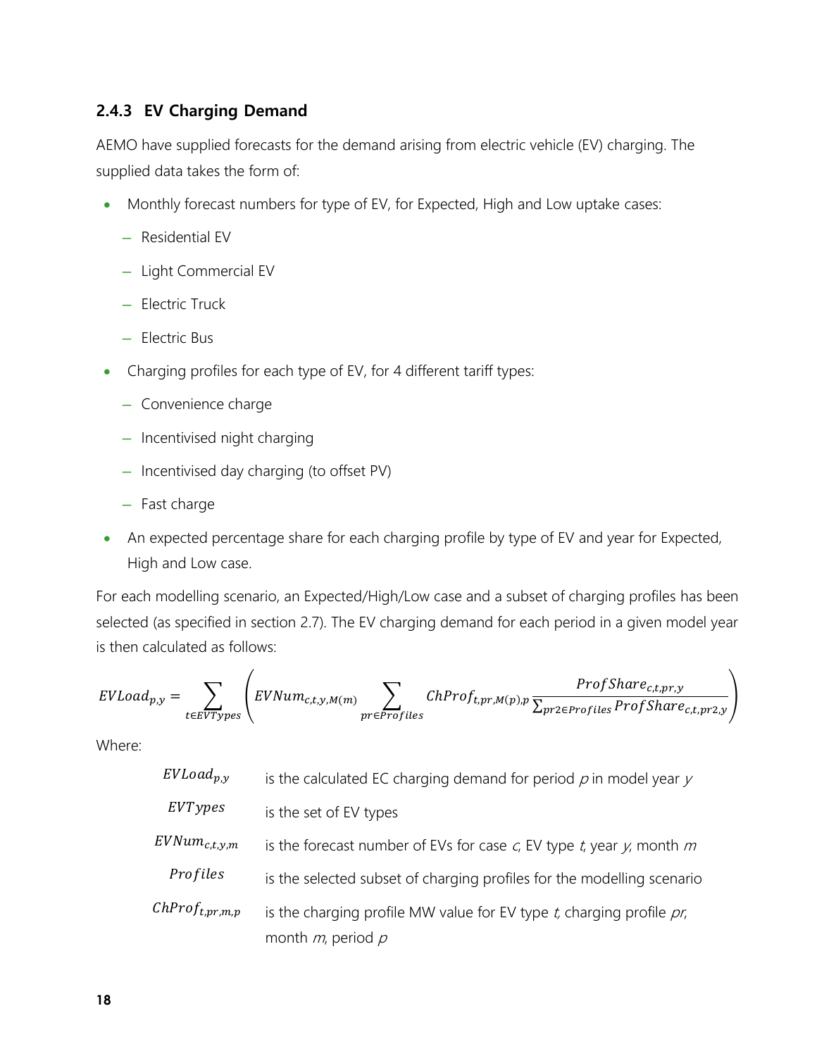### 2.4.3 EV Charging Demand

AEMO have supplied forecasts for the demand arising from electric vehicle (EV) charging. The supplied data takes the form of:

- Monthly forecast numbers for type of EV, for Expected, High and Low uptake cases:
  - Residential EV
  - Light Commercial EV
  - Electric Truck
  - Electric Bus
- Charging profiles for each type of EV, for 4 different tariff types:
  - Convenience charge
  - Incentivised night charging
  - Incentivised day charging (to offset PV)
  - Fast charge
- An expected percentage share for each charging profile by type of EV and year for Expected, High and Low case.

For each modelling scenario, an Expected/High/Low case and a subset of charging profiles has been selected (as specified in section 2.7). The EV charging demand for each period in a given model year is then calculated as follows:

$$EVLoad_{p,y} = \sum_{t \in EVTypes} \left( EVNum_{c,t,y,M(m)} \sum_{pr \in Profiles} ChProf_{t,pr,M(p),p} \frac{ProfShare_{c,t,pr,y}}{\sum_{pr2 \in Profiles} ProfShare_{c,t,pr2,y}} \right)$$

Where:

| | |
|---|---|
| $EVLoad_{p,y}$ | is the calculated EC charging demand for period $p$ in model year $y$ |
| $EVTypes$ | is the set of EV types |
| $EVNum_{c,t,y,m}$ | is the forecast number of EVs for case $c$, EV type $t$, year $y$, month $m$ |
| $Profiles$ | is the selected subset of charging profiles for the modelling scenario |
| $ChProf_{t,pr,m,p}$ | is the charging profile MW value for EV type $t$, charging profile $pr$, month $m$, period $p$ |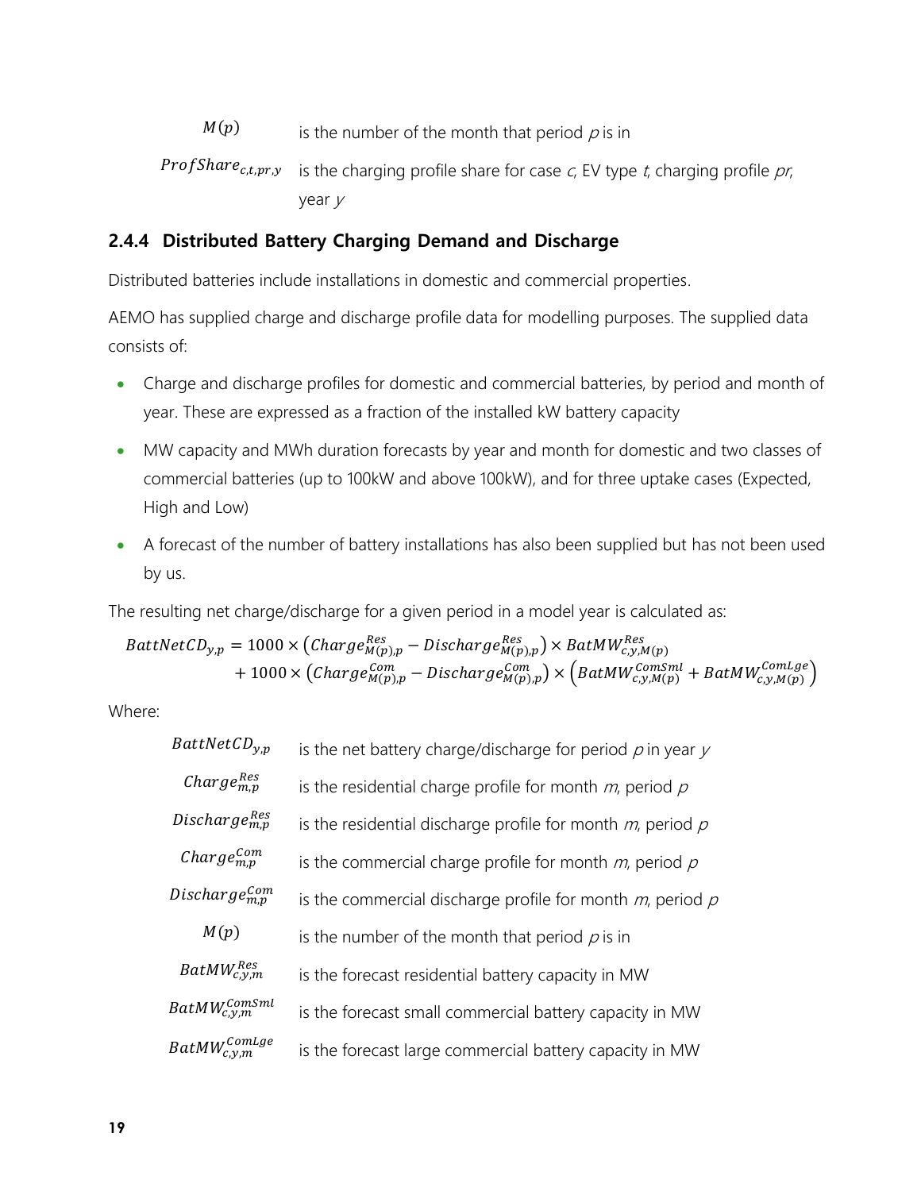| | |
|---|---|
| $M(p)$ | is the number of the month that period $p$ is in |
| $ProfShare_{c,t,pr,y}$ | is the charging profile share for case $c$, EV type $t$, charging profile $pr$, year $y$ |

### 2.4.4 Distributed Battery Charging Demand and Discharge

Distributed batteries include installations in domestic and commercial properties.

AEMO has supplied charge and discharge profile data for modelling purposes. The supplied data consists of:

- Charge and discharge profiles for domestic and commercial batteries, by period and month of year. These are expressed as a fraction of the installed kW battery capacity
- MW capacity and MWh duration forecasts by year and month for domestic and two classes of commercial batteries (up to 100kW and above 100kW), and for three uptake cases (Expected, High and Low)
- A forecast of the number of battery installations has also been supplied but has not been used by us.

The resulting net charge/discharge for a given period in a model year is calculated as:

$$BattNetCD_{y,p} = 1000 \times \left(Charge^{Res}_{M(p),p} - Discharge^{Res}_{M(p),p}\right) \times BatMW^{Res}_{c,y,M(p)} + 1000 \times \left(Charge^{Com}_{M(p),p} - Discharge^{Com}_{M(p),p}\right) \times \left(BatMW^{ComSml}_{c,y,M(p)} + BatMW^{ComLge}_{c,y,M(p)}\right)$$

Where:

| | |
|---|---|
| $BattNetCD_{y,p}$ | is the net battery charge/discharge for period $p$ in year $y$ |
| $Charge^{Res}_{m,p}$ | is the residential charge profile for month $m$, period $p$ |
| $Discharge^{Res}_{m,p}$ | is the residential discharge profile for month $m$, period $p$ |
| $Charge^{Com}_{m,p}$ | is the commercial charge profile for month $m$, period $p$ |
| $Discharge^{Com}_{m,p}$ | is the commercial discharge profile for month $m$, period $p$ |
| $M(p)$ | is the number of the month that period $p$ is in |
| $BatMW^{Res}_{c,y,m}$ | is the forecast residential battery capacity in MW |
| $BatMW^{ComSml}_{c,y,m}$ | is the forecast small commercial battery capacity in MW |
| $BatMW^{ComLge}_{c,y,m}$ | is the forecast large commercial battery capacity in MW |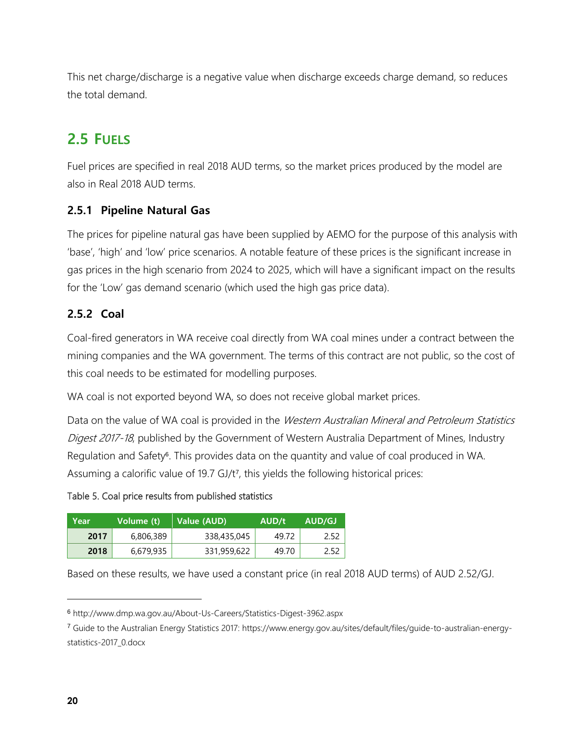This net charge/discharge is a negative value when discharge exceeds charge demand, so reduces the total demand.

## 2.5 FUELS

Fuel prices are specified in real 2018 AUD terms, so the market prices produced by the model are also in Real 2018 AUD terms.

### 2.5.1 Pipeline Natural Gas

The prices for pipeline natural gas have been supplied by AEMO for the purpose of this analysis with 'base', 'high' and 'low' price scenarios. A notable feature of these prices is the significant increase in gas prices in the high scenario from 2024 to 2025, which will have a significant impact on the results for the 'Low' gas demand scenario (which used the high gas price data).

### 2.5.2 Coal

Coal-fired generators in WA receive coal directly from WA coal mines under a contract between the mining companies and the WA government. The terms of this contract are not public, so the cost of this coal needs to be estimated for modelling purposes.

WA coal is not exported beyond WA, so does not receive global market prices.

Data on the value of WA coal is provided in the *Western Australian Mineral and Petroleum Statistics Digest 2017-18*, published by the Government of Western Australia Department of Mines, Industry Regulation and Safety[6]. This provides data on the quantity and value of coal produced in WA. Assuming a calorific value of 19.7 GJ/t[7], this yields the following historical prices:

Table 5. Coal price results from published statistics

| Year | Volume (t) | Value (AUD) | AUD/t | AUD/GJ |
|---|---|---|---|---|
| **2017** | 6,806,389 | 338,435,045 | 49.72 | 2.52 |
| **2018** | 6,679,935 | 331,959,622 | 49.70 | 2.52 |

Based on these results, we have used a constant price (in real 2018 AUD terms) of AUD 2.52/GJ.

---

[6] http://www.dmp.wa.gov.au/About-Us-Careers/Statistics-Digest-3962.aspx

[7] Guide to the Australian Energy Statistics 2017: https://www.energy.gov.au/sites/default/files/guide-to-australian-energy-statistics-2017_0.docx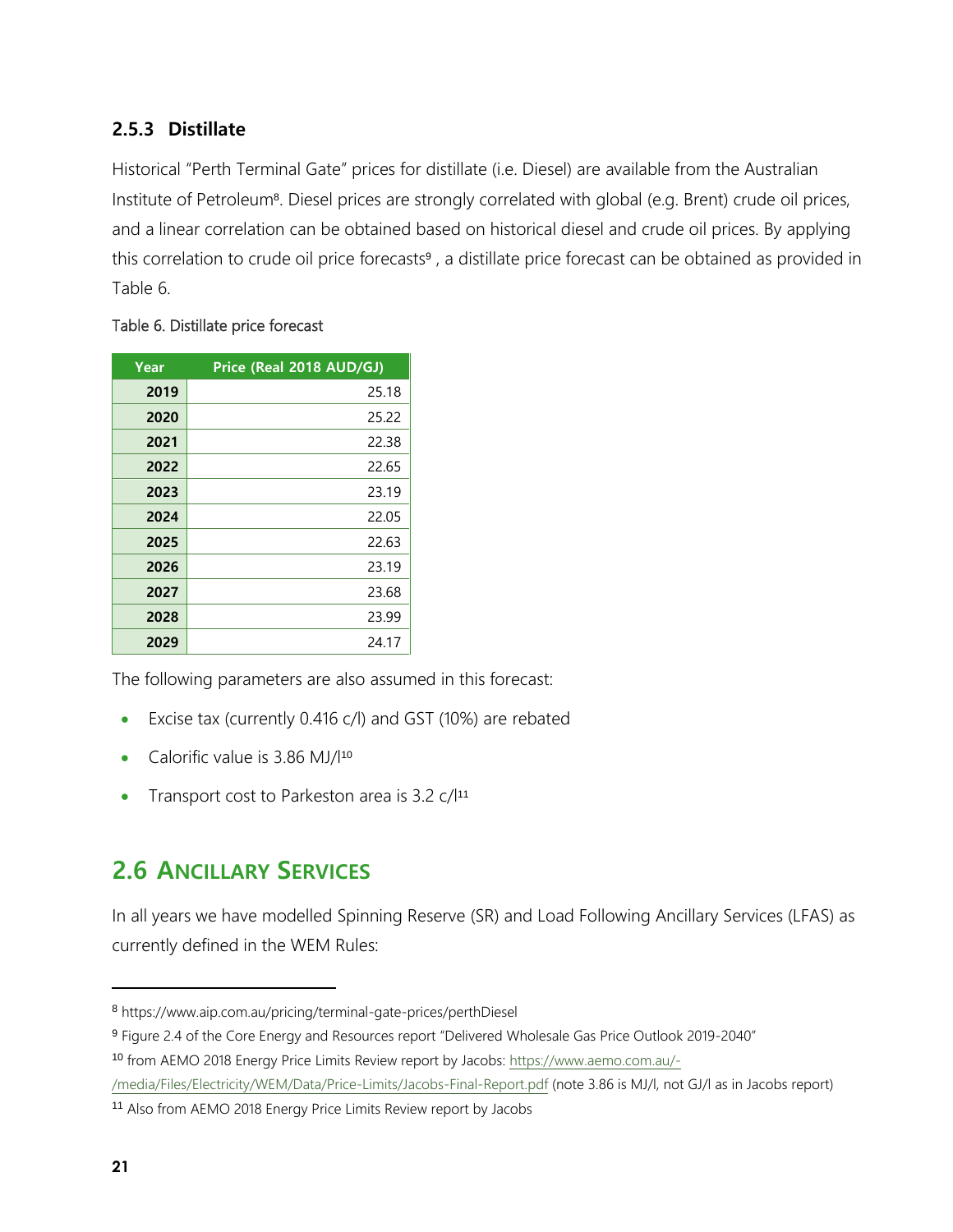### 2.5.3 Distillate

Historical "Perth Terminal Gate" prices for distillate (i.e. Diesel) are available from the Australian Institute of Petroleum[8]. Diesel prices are strongly correlated with global (e.g. Brent) crude oil prices, and a linear correlation can be obtained based on historical diesel and crude oil prices. By applying this correlation to crude oil price forecasts[9] , a distillate price forecast can be obtained as provided in Table 6.

Table 6. Distillate price forecast

| Year | Price (Real 2018 AUD/GJ) |
|---|---|
| 2019 | 25.18 |
| 2020 | 25.22 |
| 2021 | 22.38 |
| 2022 | 22.65 |
| 2023 | 23.19 |
| 2024 | 22.05 |
| 2025 | 22.63 |
| 2026 | 23.19 |
| 2027 | 23.68 |
| 2028 | 23.99 |
| 2029 | 24.17 |

The following parameters are also assumed in this forecast:

- Excise tax (currently 0.416 c/l) and GST (10%) are rebated
- Calorific value is 3.86 MJ/l[10]
- Transport cost to Parkeston area is 3.2 c/l[11]

## 2.6 Ancillary Services

In all years we have modelled Spinning Reserve (SR) and Load Following Ancillary Services (LFAS) as currently defined in the WEM Rules:

---

[8] https://www.aip.com.au/pricing/terminal-gate-prices/perthDiesel

[9] Figure 2.4 of the Core Energy and Resources report "Delivered Wholesale Gas Price Outlook 2019-2040"

[10] from AEMO 2018 Energy Price Limits Review report by Jacobs: https://www.aemo.com.au/-/media/Files/Electricity/WEM/Data/Price-Limits/Jacobs-Final-Report.pdf (note 3.86 is MJ/l, not GJ/l as in Jacobs report)

[11] Also from AEMO 2018 Energy Price Limits Review report by Jacobs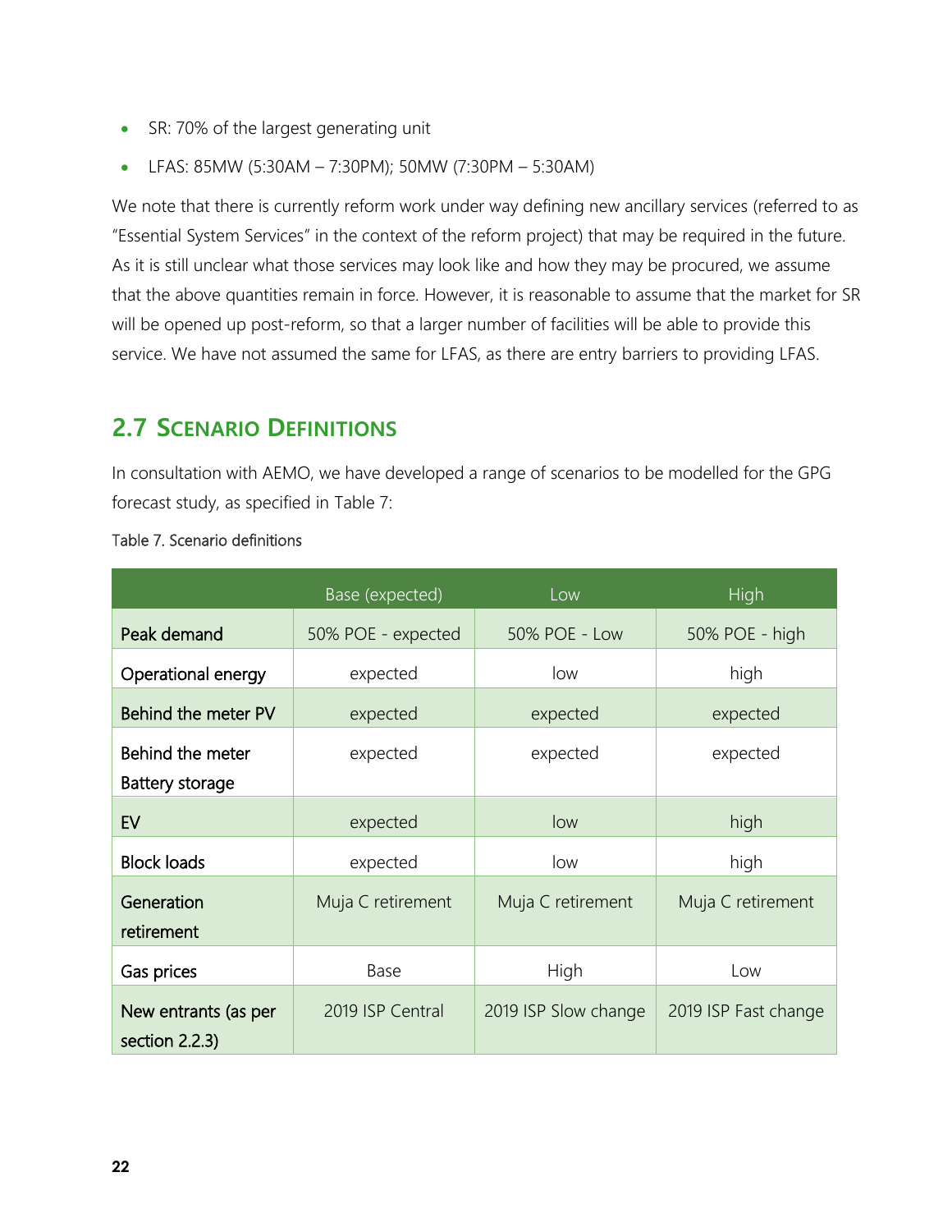- SR: 70% of the largest generating unit
- LFAS: 85MW (5:30AM – 7:30PM); 50MW (7:30PM – 5:30AM)

We note that there is currently reform work under way defining new ancillary services (referred to as "Essential System Services" in the context of the reform project) that may be required in the future. As it is still unclear what those services may look like and how they may be procured, we assume that the above quantities remain in force. However, it is reasonable to assume that the market for SR will be opened up post-reform, so that a larger number of facilities will be able to provide this service. We have not assumed the same for LFAS, as there are entry barriers to providing LFAS.

## 2.7 Scenario Definitions

In consultation with AEMO, we have developed a range of scenarios to be modelled for the GPG forecast study, as specified in Table 7:

Table 7. Scenario definitions

| | Base (expected) | Low | High |
|---|---|---|---|
| Peak demand | 50% POE - expected | 50% POE - Low | 50% POE - high |
| Operational energy | expected | low | high |
| Behind the meter PV | expected | expected | expected |
| Behind the meter Battery storage | expected | expected | expected |
| EV | expected | low | high |
| Block loads | expected | low | high |
| Generation retirement | Muja C retirement | Muja C retirement | Muja C retirement |
| Gas prices | Base | High | Low |
| New entrants (as per section 2.2.3) | 2019 ISP Central | 2019 ISP Slow change | 2019 ISP Fast change |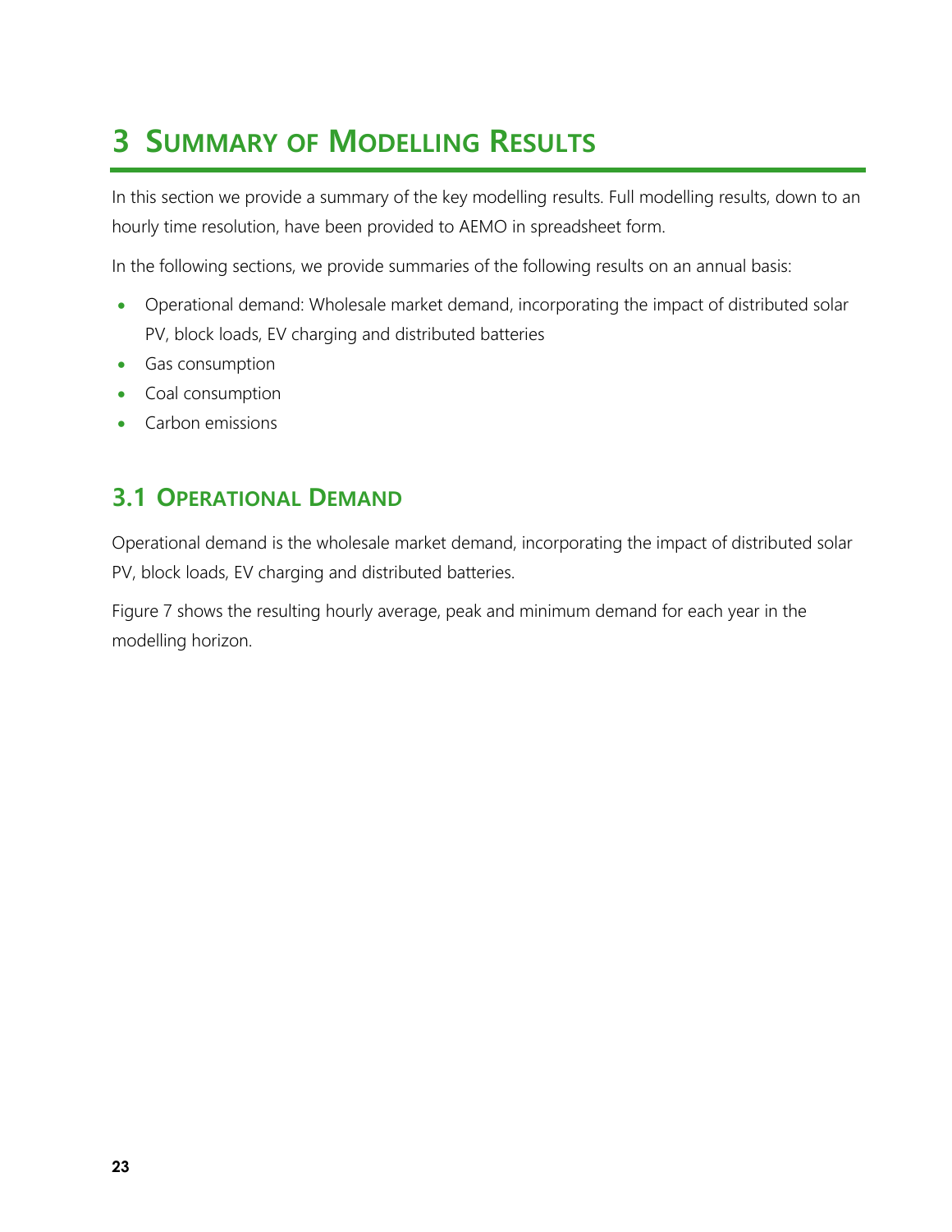# 3 Summary of Modelling Results

In this section we provide a summary of the key modelling results. Full modelling results, down to an hourly time resolution, have been provided to AEMO in spreadsheet form.

In the following sections, we provide summaries of the following results on an annual basis:

- Operational demand: Wholesale market demand, incorporating the impact of distributed solar PV, block loads, EV charging and distributed batteries
- Gas consumption
- Coal consumption
- Carbon emissions

## 3.1 Operational Demand

Operational demand is the wholesale market demand, incorporating the impact of distributed solar PV, block loads, EV charging and distributed batteries.

Figure 7 shows the resulting hourly average, peak and minimum demand for each year in the modelling horizon.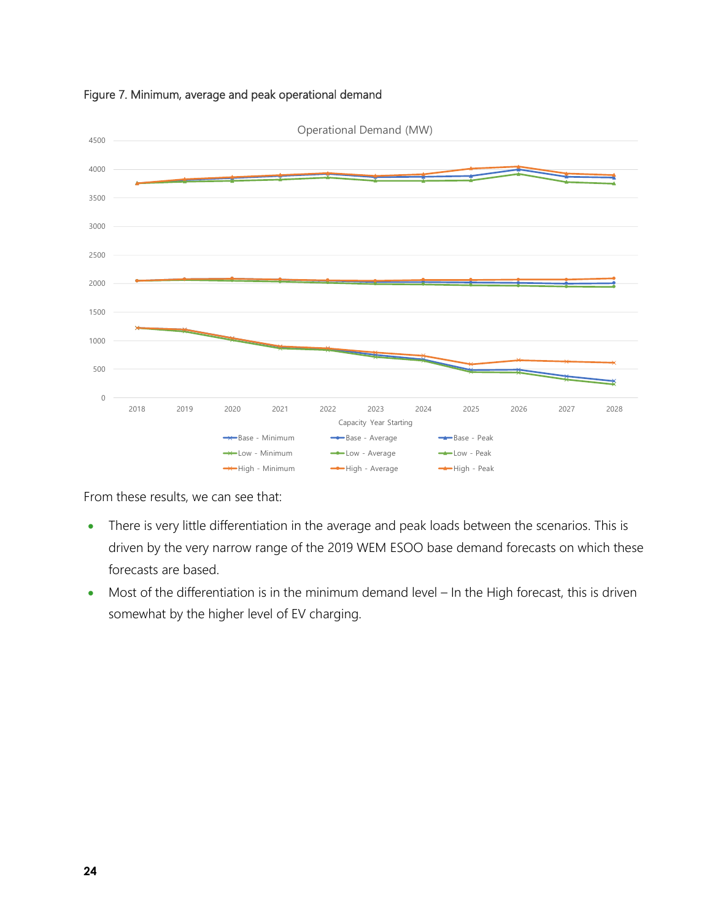Figure 7. Minimum, average and peak operational demand

From these results, we can see that:

- There is very little differentiation in the average and peak loads between the scenarios. This is driven by the very narrow range of the 2019 WEM ESOO base demand forecasts on which these forecasts are based.
- Most of the differentiation is in the minimum demand level – In the High forecast, this is driven somewhat by the higher level of EV charging.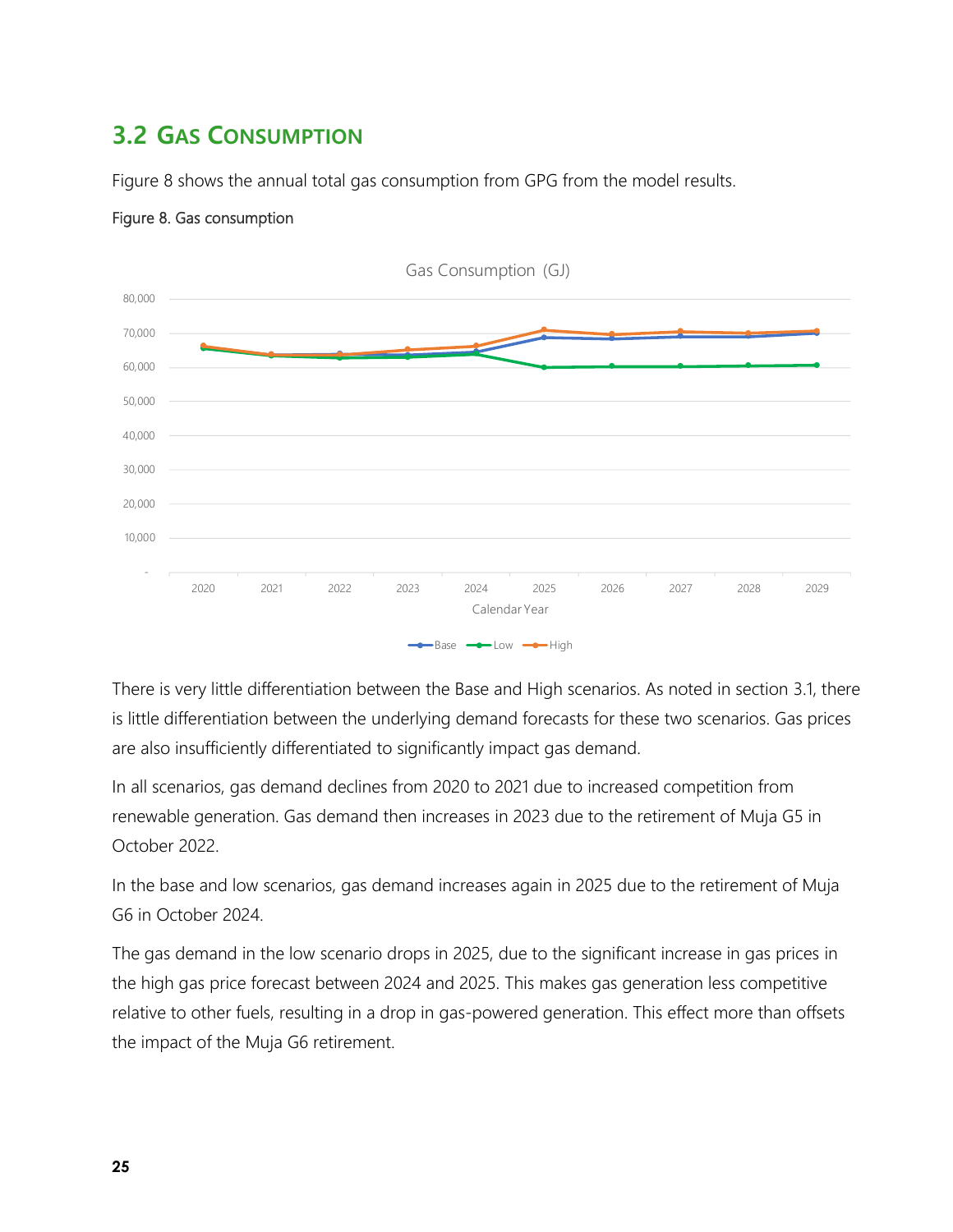## 3.2 Gas Consumption

Figure 8 shows the annual total gas consumption from GPG from the model results.

Figure 8. Gas consumption

There is very little differentiation between the Base and High scenarios. As noted in section 3.1, there is little differentiation between the underlying demand forecasts for these two scenarios. Gas prices are also insufficiently differentiated to significantly impact gas demand.

In all scenarios, gas demand declines from 2020 to 2021 due to increased competition from renewable generation. Gas demand then increases in 2023 due to the retirement of Muja G5 in October 2022.

In the base and low scenarios, gas demand increases again in 2025 due to the retirement of Muja G6 in October 2024.

The gas demand in the low scenario drops in 2025, due to the significant increase in gas prices in the high gas price forecast between 2024 and 2025. This makes gas generation less competitive relative to other fuels, resulting in a drop in gas-powered generation. This effect more than offsets the impact of the Muja G6 retirement.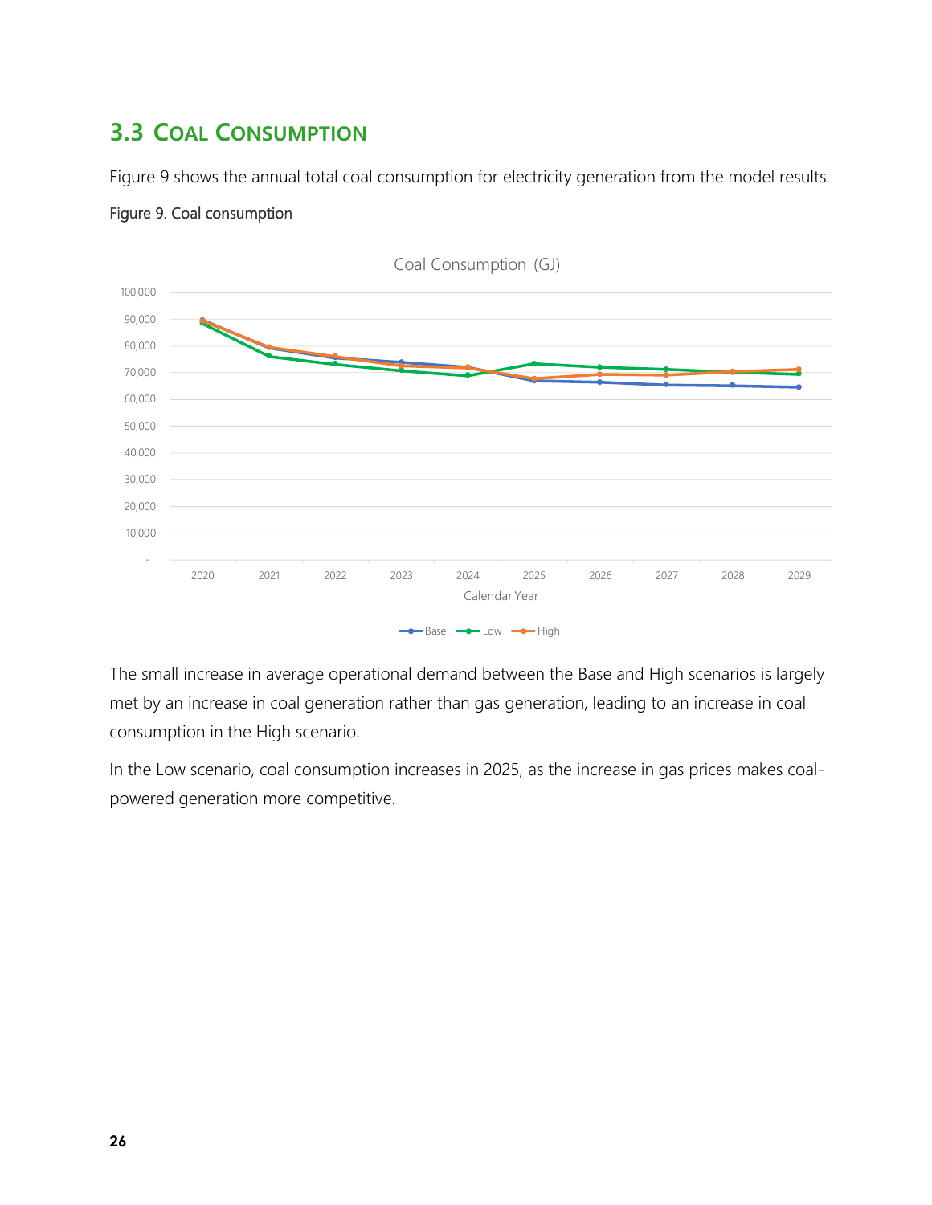## 3.3 Coal Consumption

Figure 9 shows the annual total coal consumption for electricity generation from the model results.

Figure 9. Coal consumption

The small increase in average operational demand between the Base and High scenarios is largely met by an increase in coal generation rather than gas generation, leading to an increase in coal consumption in the High scenario.

In the Low scenario, coal consumption increases in 2025, as the increase in gas prices makes coal-powered generation more competitive.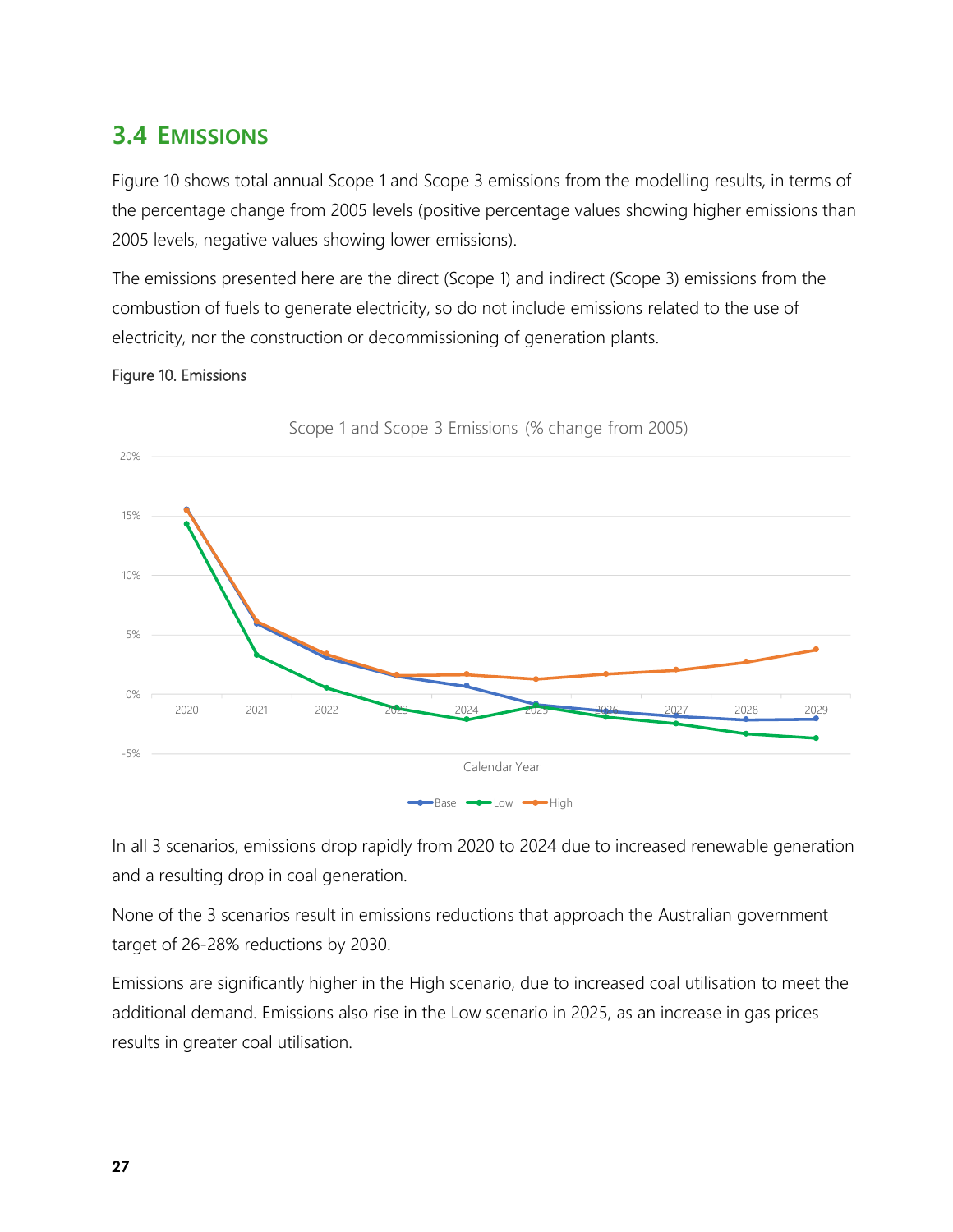## 3.4 Emissions

Figure 10 shows total annual Scope 1 and Scope 3 emissions from the modelling results, in terms of the percentage change from 2005 levels (positive percentage values showing higher emissions than 2005 levels, negative values showing lower emissions).

The emissions presented here are the direct (Scope 1) and indirect (Scope 3) emissions from the combustion of fuels to generate electricity, so do not include emissions related to the use of electricity, nor the construction or decommissioning of generation plants.

Figure 10. Emissions

In all 3 scenarios, emissions drop rapidly from 2020 to 2024 due to increased renewable generation and a resulting drop in coal generation.

None of the 3 scenarios result in emissions reductions that approach the Australian government target of 26-28% reductions by 2030.

Emissions are significantly higher in the High scenario, due to increased coal utilisation to meet the additional demand. Emissions also rise in the Low scenario in 2025, as an increase in gas prices results in greater coal utilisation.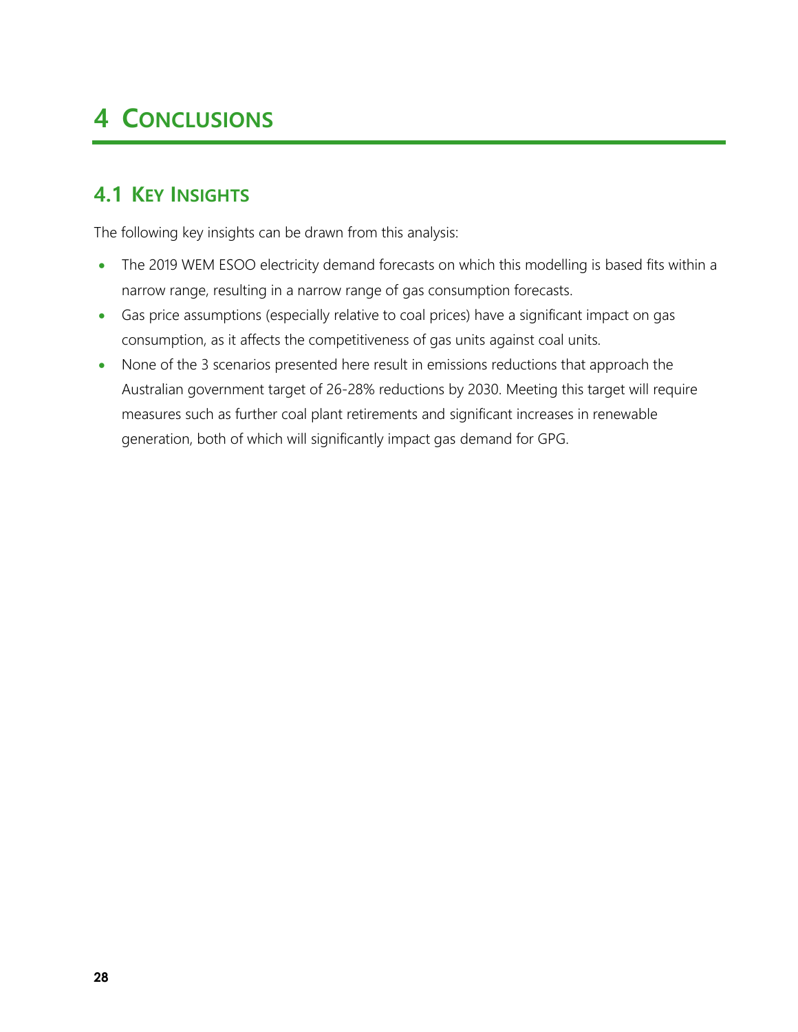# 4 Conclusions

## 4.1 Key Insights

The following key insights can be drawn from this analysis:

- The 2019 WEM ESOO electricity demand forecasts on which this modelling is based fits within a narrow range, resulting in a narrow range of gas consumption forecasts.
- Gas price assumptions (especially relative to coal prices) have a significant impact on gas consumption, as it affects the competitiveness of gas units against coal units.
- None of the 3 scenarios presented here result in emissions reductions that approach the Australian government target of 26-28% reductions by 2030. Meeting this target will require measures such as further coal plant retirements and significant increases in renewable generation, both of which will significantly impact gas demand for GPG.